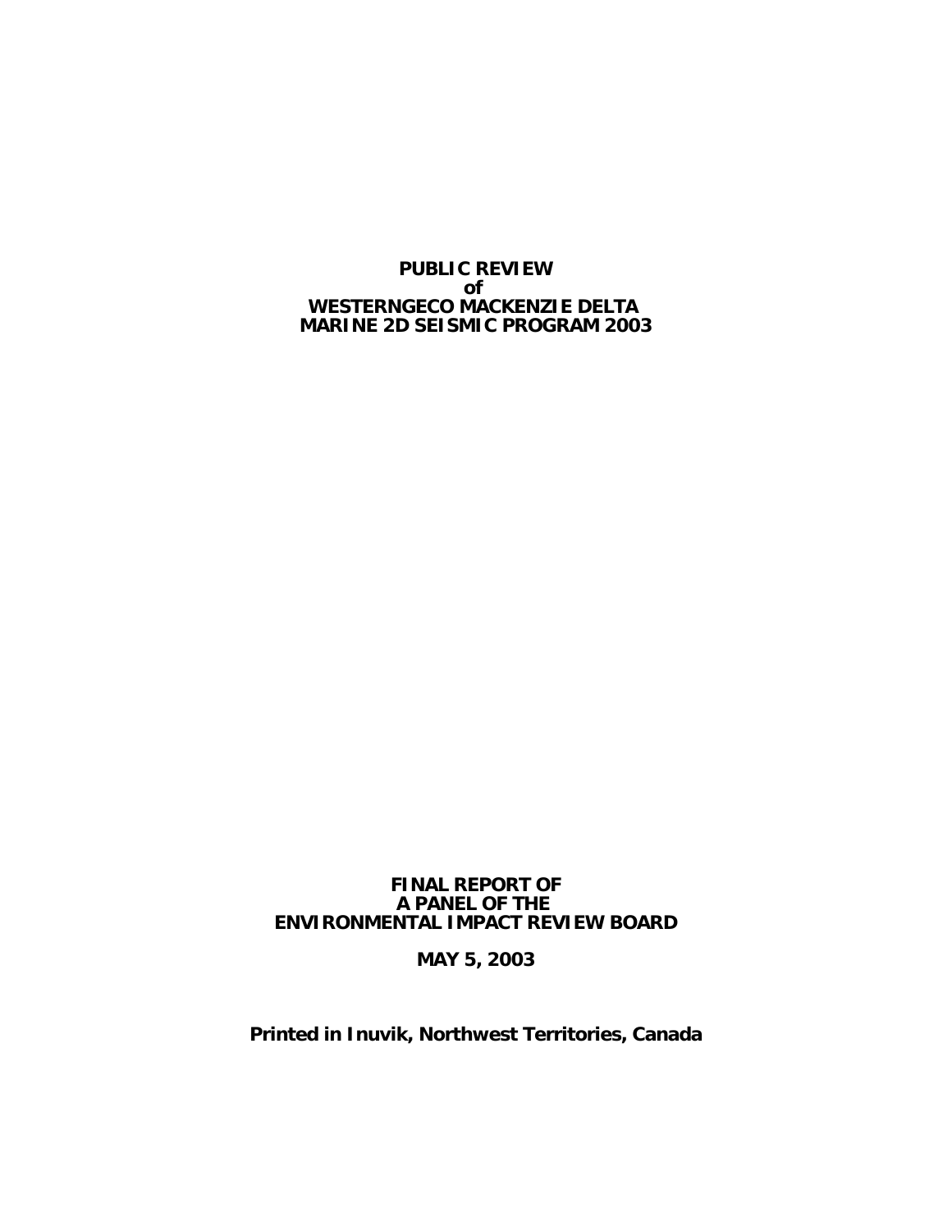# PUBLIC REVIEW
# of
# WESTERNGECO MACKENZIE DELTA
# MARINE 2D SEISMIC PROGRAM 2003

**FINAL REPORT OF**
**A PANEL OF THE**
**ENVIRONMENTAL IMPACT REVIEW BOARD**

**MAY 5, 2003**

**Printed in Inuvik, Northwest Territories, Canada**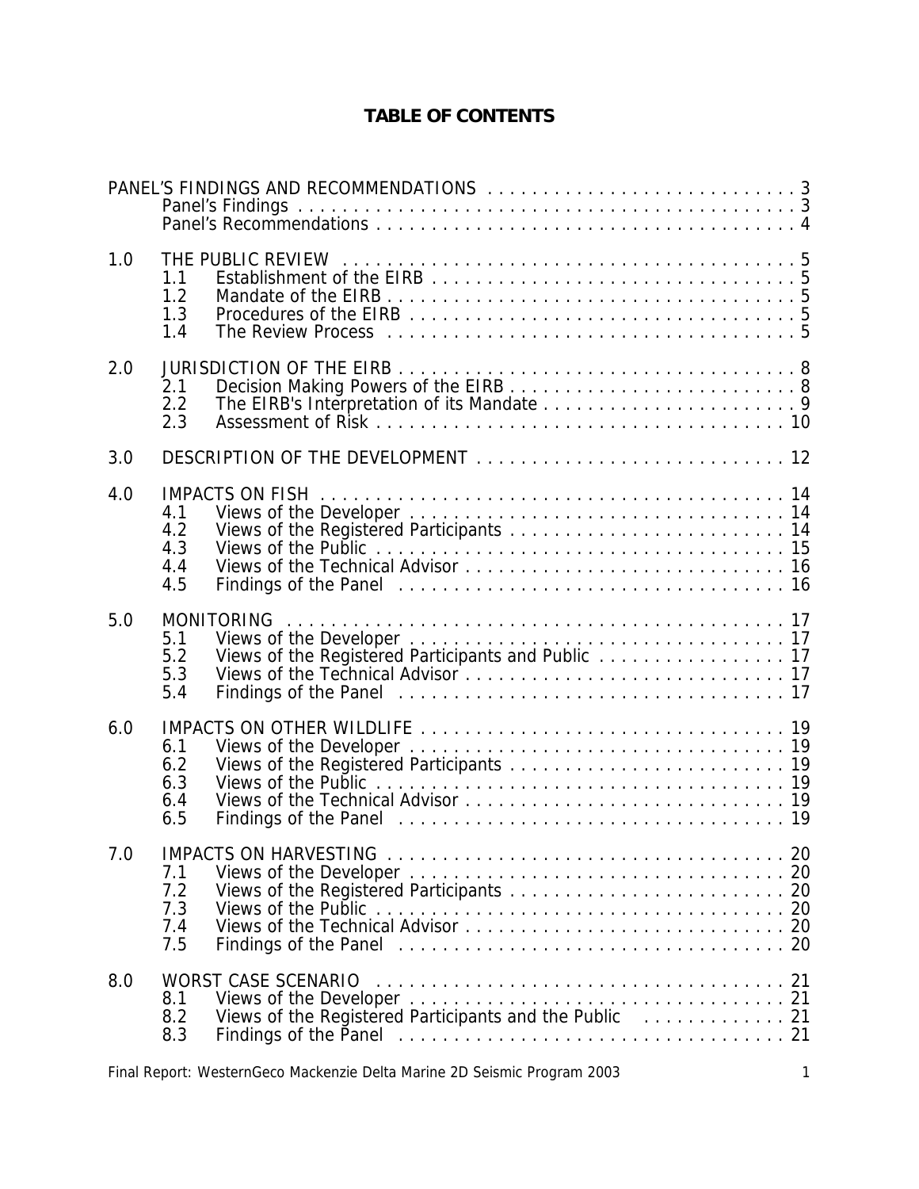# TABLE OF CONTENTS

| | | | |
|---|---|---|---|
| PANEL'S FINDINGS AND RECOMMENDATIONS | | | 3 |
| | Panel's Findings | | 3 |
| | Panel's Recommendations | | 4 |
| 1.0 | THE PUBLIC REVIEW | | 5 |
| | 1.1 | Establishment of the EIRB | 5 |
| | 1.2 | Mandate of the EIRB | 5 |
| | 1.3 | Procedures of the EIRB | 5 |
| | 1.4 | The Review Process | 5 |
| 2.0 | JURISDICTION OF THE EIRB | | 8 |
| | 2.1 | Decision Making Powers of the EIRB | 8 |
| | 2.2 | The EIRB's Interpretation of its Mandate | 9 |
| | 2.3 | Assessment of Risk | 10 |
| 3.0 | DESCRIPTION OF THE DEVELOPMENT | | 12 |
| 4.0 | IMPACTS ON FISH | | 14 |
| | 4.1 | Views of the Developer | 14 |
| | 4.2 | Views of the Registered Participants | 14 |
| | 4.3 | Views of the Public | 15 |
| | 4.4 | Views of the Technical Advisor | 16 |
| | 4.5 | Findings of the Panel | 16 |
| 5.0 | MONITORING | | 17 |
| | 5.1 | Views of the Developer | 17 |
| | 5.2 | Views of the Registered Participants and Public | 17 |
| | 5.3 | Views of the Technical Advisor | 17 |
| | 5.4 | Findings of the Panel | 17 |
| 6.0 | IMPACTS ON OTHER WILDLIFE | | 19 |
| | 6.1 | Views of the Developer | 19 |
| | 6.2 | Views of the Registered Participants | 19 |
| | 6.3 | Views of the Public | 19 |
| | 6.4 | Views of the Technical Advisor | 19 |
| | 6.5 | Findings of the Panel | 19 |
| 7.0 | IMPACTS ON HARVESTING | | 20 |
| | 7.1 | Views of the Developer | 20 |
| | 7.2 | Views of the Registered Participants | 20 |
| | 7.3 | Views of the Public | 20 |
| | 7.4 | Views of the Technical Advisor | 20 |
| | 7.5 | Findings of the Panel | 20 |
| 8.0 | WORST CASE SCENARIO | | 21 |
| | 8.1 | Views of the Developer | 21 |
| | 8.2 | Views of the Registered Participants and the Public | 21 |
| | 8.3 | Findings of the Panel | 21 |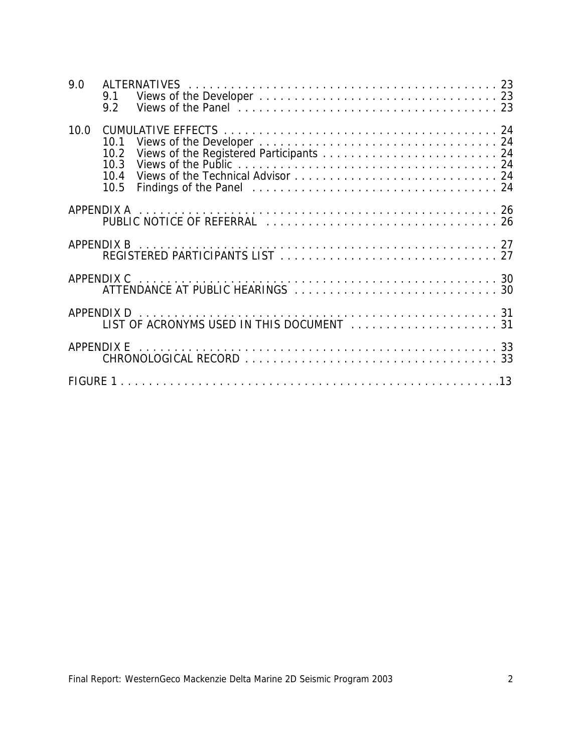9.0 ALTERNATIVES . . . . . . . . . . . . . . . . . . . . . . . . . . . . . . . . . . . . . . . . . . . . . . 23
- 9.1 Views of the Developer . . . . . . . . . . . . . . . . . . . . . . . . . . . . . . . . . . . 23
- 9.2 Views of the Panel . . . . . . . . . . . . . . . . . . . . . . . . . . . . . . . . . . . . . . 23

10.0 CUMULATIVE EFFECTS . . . . . . . . . . . . . . . . . . . . . . . . . . . . . . . . . . . . . . . . 24
- 10.1 Views of the Developer . . . . . . . . . . . . . . . . . . . . . . . . . . . . . . . . . . . 24
- 10.2 Views of the Registered Participants . . . . . . . . . . . . . . . . . . . . . . . . . 24
- 10.3 Views of the Public . . . . . . . . . . . . . . . . . . . . . . . . . . . . . . . . . . . . . . 24
- 10.4 Views of the Technical Advisor . . . . . . . . . . . . . . . . . . . . . . . . . . . . . . 24
- 10.5 Findings of the Panel . . . . . . . . . . . . . . . . . . . . . . . . . . . . . . . . . . . . 24

APPENDIX A . . . . . . . . . . . . . . . . . . . . . . . . . . . . . . . . . . . . . . . . . . . . . . . . . . . 26
- PUBLIC NOTICE OF REFERRAL . . . . . . . . . . . . . . . . . . . . . . . . . . . . . . . . . . 26

APPENDIX B . . . . . . . . . . . . . . . . . . . . . . . . . . . . . . . . . . . . . . . . . . . . . . . . . . . 27
- REGISTERED PARTICIPANTS LIST . . . . . . . . . . . . . . . . . . . . . . . . . . . . . . . 27

APPENDIX C . . . . . . . . . . . . . . . . . . . . . . . . . . . . . . . . . . . . . . . . . . . . . . . . . . . 30
- ATTENDANCE AT PUBLIC HEARINGS . . . . . . . . . . . . . . . . . . . . . . . . . . . . . . 30

APPENDIX D . . . . . . . . . . . . . . . . . . . . . . . . . . . . . . . . . . . . . . . . . . . . . . . . . . . 31
- LIST OF ACRONYMS USED IN THIS DOCUMENT . . . . . . . . . . . . . . . . . . . . . 31

APPENDIX E . . . . . . . . . . . . . . . . . . . . . . . . . . . . . . . . . . . . . . . . . . . . . . . . . . . 33
- CHRONOLOGICAL RECORD . . . . . . . . . . . . . . . . . . . . . . . . . . . . . . . . . . . . 33

FIGURE 1 . . . . . . . . . . . . . . . . . . . . . . . . . . . . . . . . . . . . . . . . . . . . . . . . . . . . . .13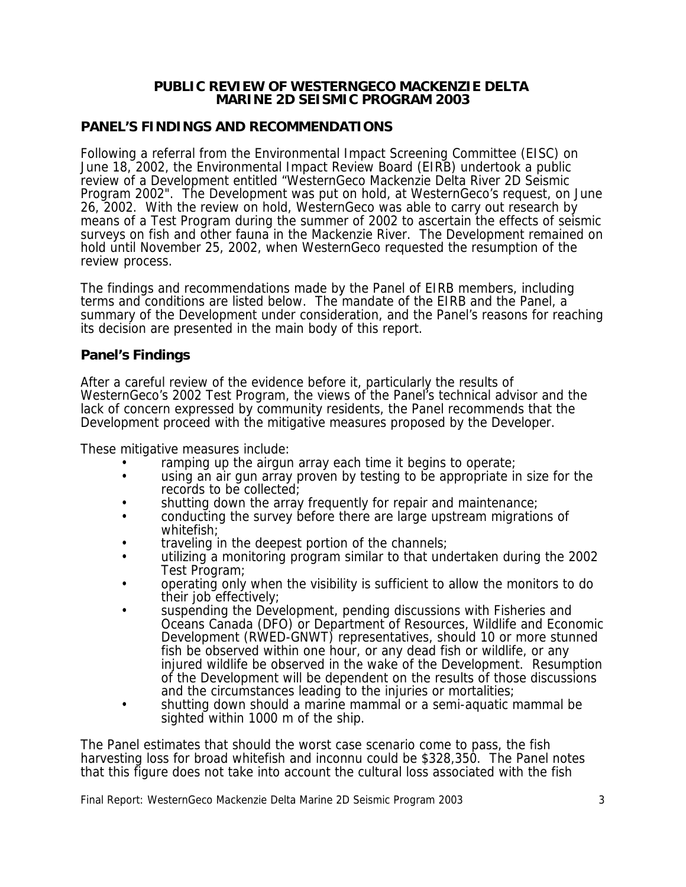**PUBLIC REVIEW OF WESTERNGECO MACKENZIE DELTA MARINE 2D SEISMIC PROGRAM 2003**

## PANEL'S FINDINGS AND RECOMMENDATIONS

Following a referral from the Environmental Impact Screening Committee (EISC) on June 18, 2002, the Environmental Impact Review Board (EIRB) undertook a public review of a Development entitled "WesternGeco Mackenzie Delta River 2D Seismic Program 2002". The Development was put on hold, at WesternGeco's request, on June 26, 2002. With the review on hold, WesternGeco was able to carry out research by means of a Test Program during the summer of 2002 to ascertain the effects of seismic surveys on fish and other fauna in the Mackenzie River. The Development remained on hold until November 25, 2002, when WesternGeco requested the resumption of the review process.

The findings and recommendations made by the Panel of EIRB members, including terms and conditions are listed below. The mandate of the EIRB and the Panel, a summary of the Development under consideration, and the Panel's reasons for reaching its decision are presented in the main body of this report.

### Panel's Findings

After a careful review of the evidence before it, particularly the results of WesternGeco's 2002 Test Program, the views of the Panel's technical advisor and the lack of concern expressed by community residents, the Panel recommends that the Development proceed with the mitigative measures proposed by the Developer.

These mitigative measures include:

- ramping up the airgun array each time it begins to operate;
- using an air gun array proven by testing to be appropriate in size for the records to be collected;
- shutting down the array frequently for repair and maintenance;
- conducting the survey before there are large upstream migrations of whitefish;
- traveling in the deepest portion of the channels;
- utilizing a monitoring program similar to that undertaken during the 2002 Test Program;
- operating only when the visibility is sufficient to allow the monitors to do their job effectively;
- suspending the Development, pending discussions with Fisheries and Oceans Canada (DFO) or Department of Resources, Wildlife and Economic Development (RWED-GNWT) representatives, should 10 or more stunned fish be observed within one hour, or any dead fish or wildlife, or any injured wildlife be observed in the wake of the Development. Resumption of the Development will be dependent on the results of those discussions and the circumstances leading to the injuries or mortalities;
- shutting down should a marine mammal or a semi-aquatic mammal be sighted within 1000 m of the ship.

The Panel estimates that should the worst case scenario come to pass, the fish harvesting loss for broad whitefish and inconnu could be $328,350. The Panel notes that this figure does not take into account the cultural loss associated with the fish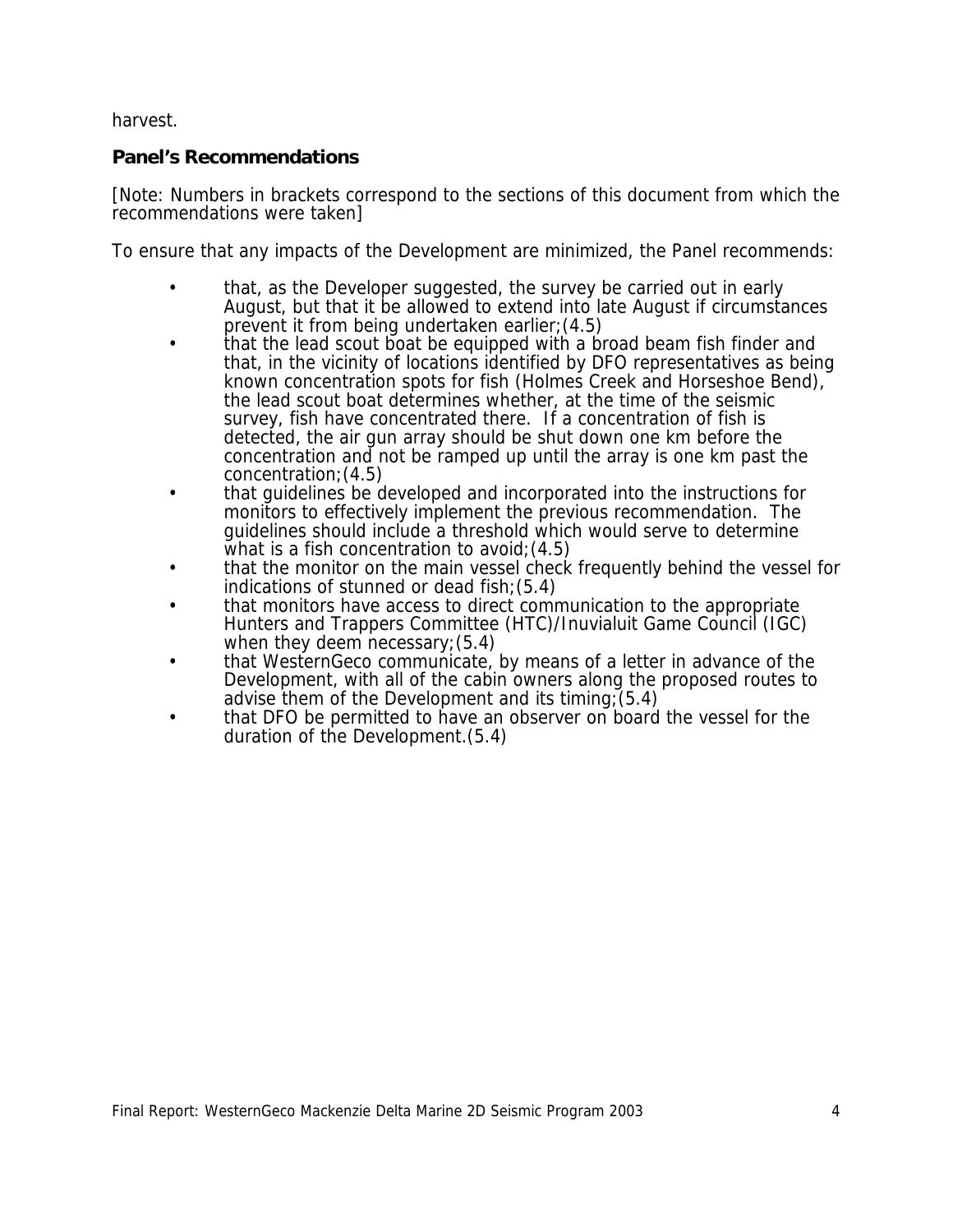harvest.

### Panel's Recommendations

[Note: Numbers in brackets correspond to the sections of this document from which the recommendations were taken]

To ensure that any impacts of the Development are minimized, the Panel recommends:

- that, as the Developer suggested, the survey be carried out in early August, but that it be allowed to extend into late August if circumstances prevent it from being undertaken earlier;(4.5)
- that the lead scout boat be equipped with a broad beam fish finder and that, in the vicinity of locations identified by DFO representatives as being known concentration spots for fish (Holmes Creek and Horseshoe Bend), the lead scout boat determines whether, at the time of the seismic survey, fish have concentrated there. If a concentration of fish is detected, the air gun array should be shut down one km before the concentration and not be ramped up until the array is one km past the concentration;(4.5)
- that guidelines be developed and incorporated into the instructions for monitors to effectively implement the previous recommendation. The guidelines should include a threshold which would serve to determine what is a fish concentration to avoid;(4.5)
- that the monitor on the main vessel check frequently behind the vessel for indications of stunned or dead fish;(5.4)
- that monitors have access to direct communication to the appropriate Hunters and Trappers Committee (HTC)/Inuvialuit Game Council (IGC) when they deem necessary;(5.4)
- that WesternGeco communicate, by means of a letter in advance of the Development, with all of the cabin owners along the proposed routes to advise them of the Development and its timing;(5.4)
- that DFO be permitted to have an observer on board the vessel for the duration of the Development.(5.4)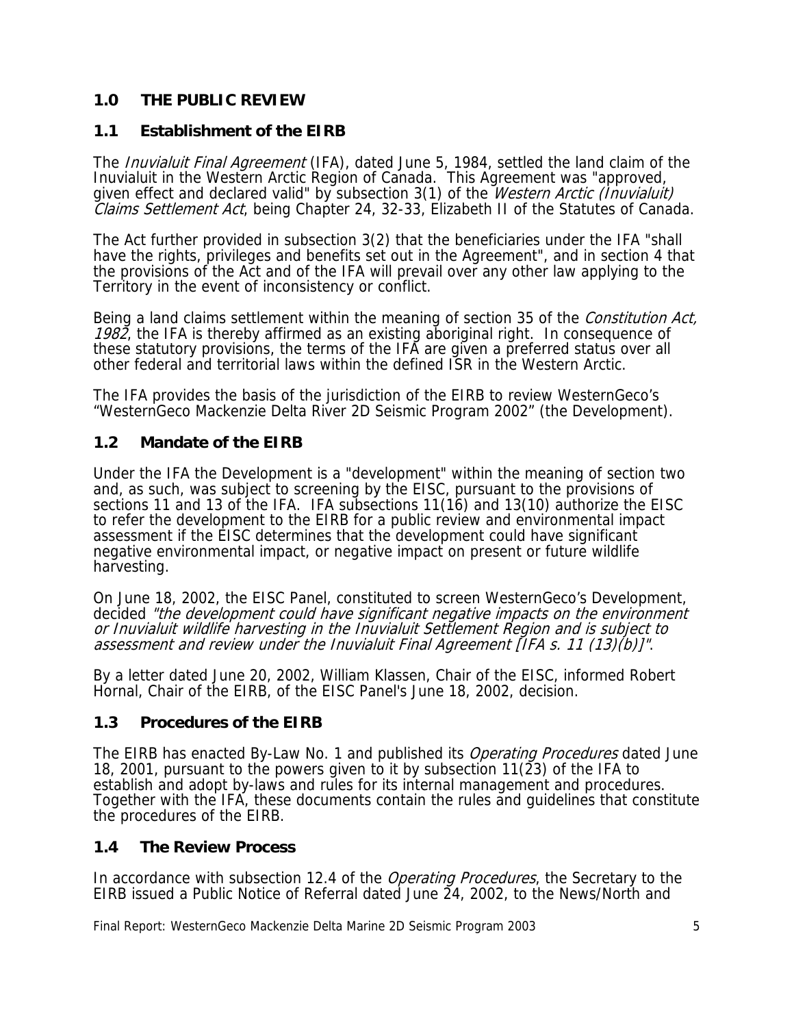## 1.0 THE PUBLIC REVIEW

### 1.1 Establishment of the EIRB

The *Inuvialuit Final Agreement* (IFA), dated June 5, 1984, settled the land claim of the Inuvialuit in the Western Arctic Region of Canada. This Agreement was "approved, given effect and declared valid" by subsection 3(1) of the *Western Arctic (Inuvialuit) Claims Settlement Act*, being Chapter 24, 32-33, Elizabeth II of the Statutes of Canada.

The Act further provided in subsection 3(2) that the beneficiaries under the IFA "shall have the rights, privileges and benefits set out in the Agreement", and in section 4 that the provisions of the Act and of the IFA will prevail over any other law applying to the Territory in the event of inconsistency or conflict.

Being a land claims settlement within the meaning of section 35 of the *Constitution Act, 1982*, the IFA is thereby affirmed as an existing aboriginal right. In consequence of these statutory provisions, the terms of the IFA are given a preferred status over all other federal and territorial laws within the defined ISR in the Western Arctic.

The IFA provides the basis of the jurisdiction of the EIRB to review WesternGeco's "WesternGeco Mackenzie Delta River 2D Seismic Program 2002" (the Development).

### 1.2 Mandate of the EIRB

Under the IFA the Development is a "development" within the meaning of section two and, as such, was subject to screening by the EISC, pursuant to the provisions of sections 11 and 13 of the IFA. IFA subsections 11(16) and 13(10) authorize the EISC to refer the development to the EIRB for a public review and environmental impact assessment if the EISC determines that the development could have significant negative environmental impact, or negative impact on present or future wildlife harvesting.

On June 18, 2002, the EISC Panel, constituted to screen WesternGeco's Development, decided *"the development could have significant negative impacts on the environment or Inuvialuit wildlife harvesting in the Inuvialuit Settlement Region and is subject to assessment and review under the Inuvialuit Final Agreement [IFA s. 11 (13)(b)]"*.

By a letter dated June 20, 2002, William Klassen, Chair of the EISC, informed Robert Hornal, Chair of the EIRB, of the EISC Panel's June 18, 2002, decision.

### 1.3 Procedures of the EIRB

The EIRB has enacted By-Law No. 1 and published its *Operating Procedures* dated June 18, 2001, pursuant to the powers given to it by subsection 11(23) of the IFA to establish and adopt by-laws and rules for its internal management and procedures. Together with the IFA, these documents contain the rules and guidelines that constitute the procedures of the EIRB.

### 1.4 The Review Process

In accordance with subsection 12.4 of the *Operating Procedures*, the Secretary to the EIRB issued a Public Notice of Referral dated June 24, 2002, to the News/North and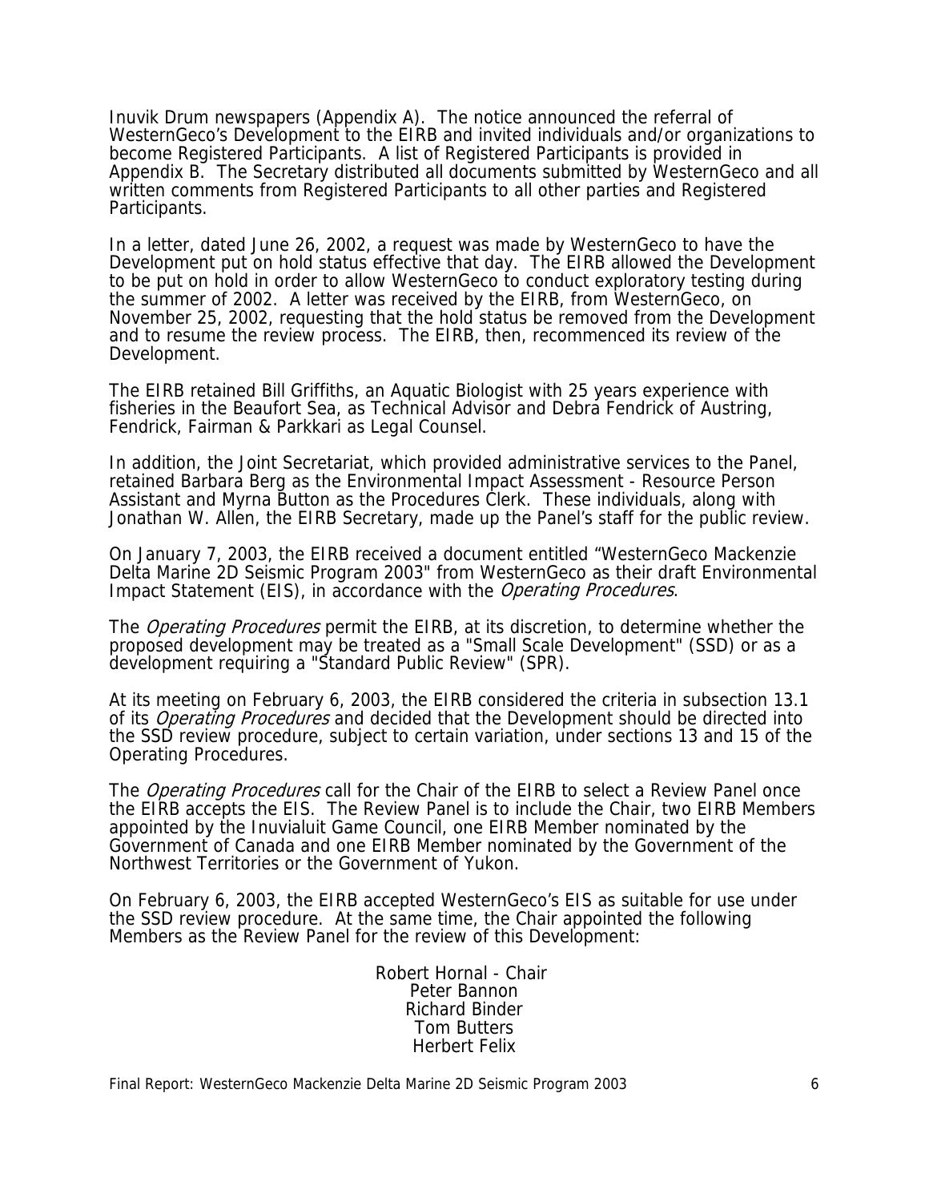Inuvik Drum newspapers (Appendix A). The notice announced the referral of WesternGeco's Development to the EIRB and invited individuals and/or organizations to become Registered Participants. A list of Registered Participants is provided in Appendix B. The Secretary distributed all documents submitted by WesternGeco and all written comments from Registered Participants to all other parties and Registered Participants.

In a letter, dated June 26, 2002, a request was made by WesternGeco to have the Development put on hold status effective that day. The EIRB allowed the Development to be put on hold in order to allow WesternGeco to conduct exploratory testing during the summer of 2002. A letter was received by the EIRB, from WesternGeco, on November 25, 2002, requesting that the hold status be removed from the Development and to resume the review process. The EIRB, then, recommenced its review of the Development.

The EIRB retained Bill Griffiths, an Aquatic Biologist with 25 years experience with fisheries in the Beaufort Sea, as Technical Advisor and Debra Fendrick of Austring, Fendrick, Fairman & Parkkari as Legal Counsel.

In addition, the Joint Secretariat, which provided administrative services to the Panel, retained Barbara Berg as the Environmental Impact Assessment - Resource Person Assistant and Myrna Button as the Procedures Clerk. These individuals, along with Jonathan W. Allen, the EIRB Secretary, made up the Panel's staff for the public review.

On January 7, 2003, the EIRB received a document entitled "WesternGeco Mackenzie Delta Marine 2D Seismic Program 2003" from WesternGeco as their draft Environmental Impact Statement (EIS), in accordance with the *Operating Procedures*.

The *Operating Procedures* permit the EIRB, at its discretion, to determine whether the proposed development may be treated as a "Small Scale Development" (SSD) or as a development requiring a "Standard Public Review" (SPR).

At its meeting on February 6, 2003, the EIRB considered the criteria in subsection 13.1 of its *Operating Procedures* and decided that the Development should be directed into the SSD review procedure, subject to certain variation, under sections 13 and 15 of the Operating Procedures.

The *Operating Procedures* call for the Chair of the EIRB to select a Review Panel once the EIRB accepts the EIS. The Review Panel is to include the Chair, two EIRB Members appointed by the Inuvialuit Game Council, one EIRB Member nominated by the Government of Canada and one EIRB Member nominated by the Government of the Northwest Territories or the Government of Yukon.

On February 6, 2003, the EIRB accepted WesternGeco's EIS as suitable for use under the SSD review procedure. At the same time, the Chair appointed the following Members as the Review Panel for the review of this Development:

Robert Hornal - Chair
Peter Bannon
Richard Binder
Tom Butters
Herbert Felix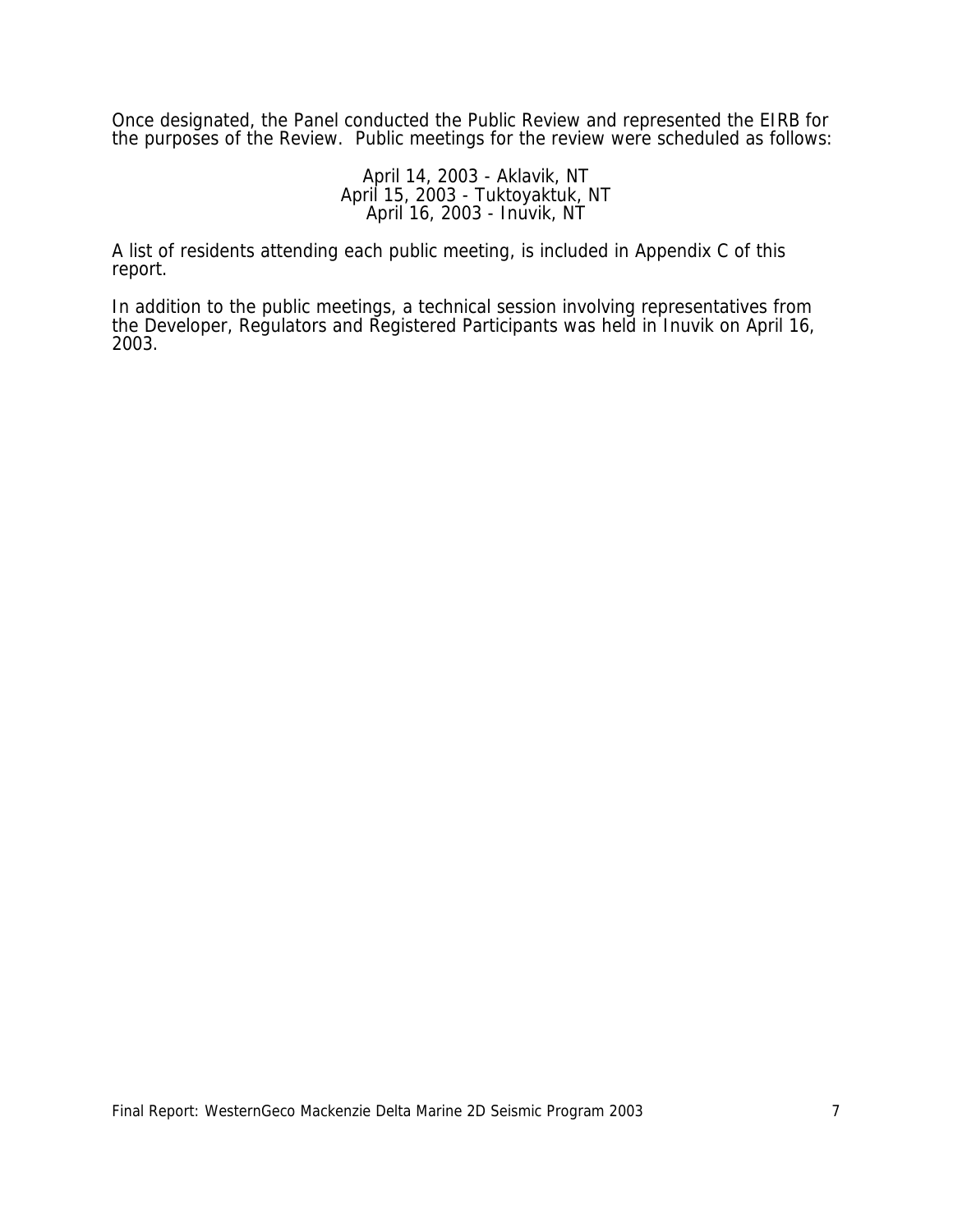Once designated, the Panel conducted the Public Review and represented the EIRB for the purposes of the Review. Public meetings for the review were scheduled as follows:

April 14, 2003 - Aklavik, NT
April 15, 2003 - Tuktoyaktuk, NT
April 16, 2003 - Inuvik, NT

A list of residents attending each public meeting, is included in Appendix C of this report.

In addition to the public meetings, a technical session involving representatives from the Developer, Regulators and Registered Participants was held in Inuvik on April 16, 2003.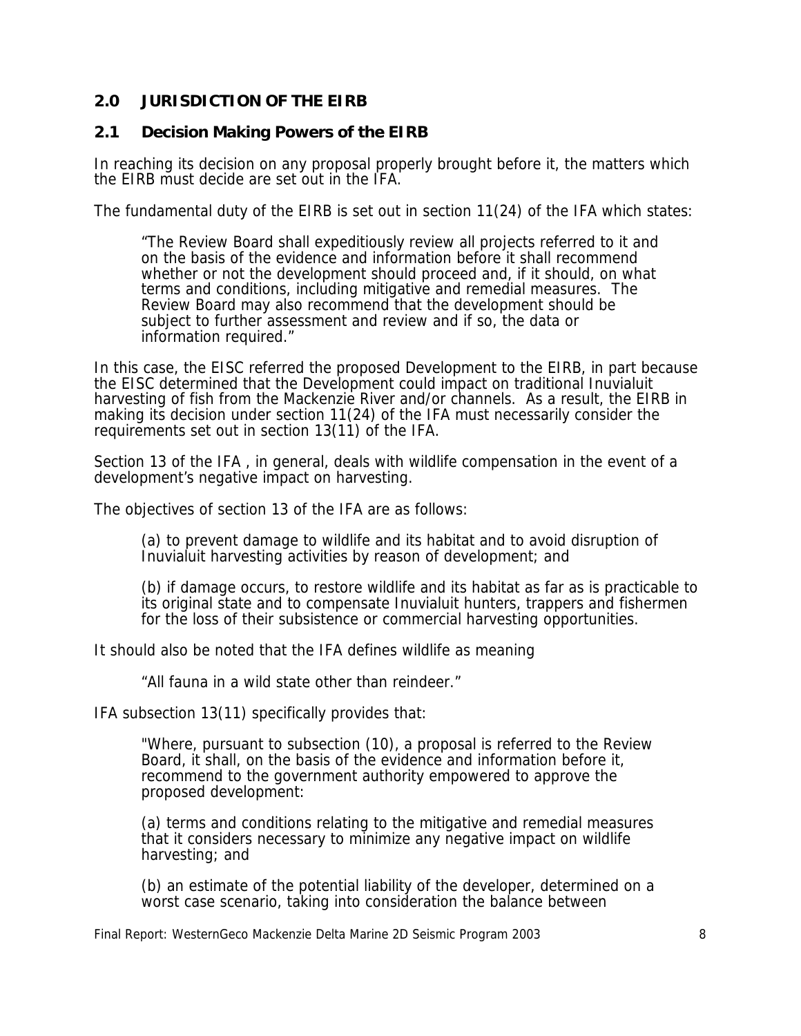## 2.0 JURISDICTION OF THE EIRB

### 2.1 Decision Making Powers of the EIRB

In reaching its decision on any proposal properly brought before it, the matters which the EIRB must decide are set out in the IFA.

The fundamental duty of the EIRB is set out in section 11(24) of the IFA which states:

> "The Review Board shall expeditiously review all projects referred to it and on the basis of the evidence and information before it shall recommend whether or not the development should proceed and, if it should, on what terms and conditions, including mitigative and remedial measures. The Review Board may also recommend that the development should be subject to further assessment and review and if so, the data or information required."

In this case, the EISC referred the proposed Development to the EIRB, in part because the EISC determined that the Development could impact on traditional Inuvialuit harvesting of fish from the Mackenzie River and/or channels. As a result, the EIRB in making its decision under section 11(24) of the IFA must necessarily consider the requirements set out in section 13(11) of the IFA.

Section 13 of the IFA , in general, deals with wildlife compensation in the event of a development's negative impact on harvesting.

The objectives of section 13 of the IFA are as follows:

> (a) to prevent damage to wildlife and its habitat and to avoid disruption of Inuvialuit harvesting activities by reason of development; and
>
> (b) if damage occurs, to restore wildlife and its habitat as far as is practicable to its original state and to compensate Inuvialuit hunters, trappers and fishermen for the loss of their subsistence or commercial harvesting opportunities.

It should also be noted that the IFA defines wildlife as meaning

> "All fauna in a wild state other than reindeer."

IFA subsection 13(11) specifically provides that:

> "Where, pursuant to subsection (10), a proposal is referred to the Review Board, it shall, on the basis of the evidence and information before it, recommend to the government authority empowered to approve the proposed development:
>
> (a) terms and conditions relating to the mitigative and remedial measures that it considers necessary to minimize any negative impact on wildlife harvesting; and
>
> (b) an estimate of the potential liability of the developer, determined on a worst case scenario, taking into consideration the balance between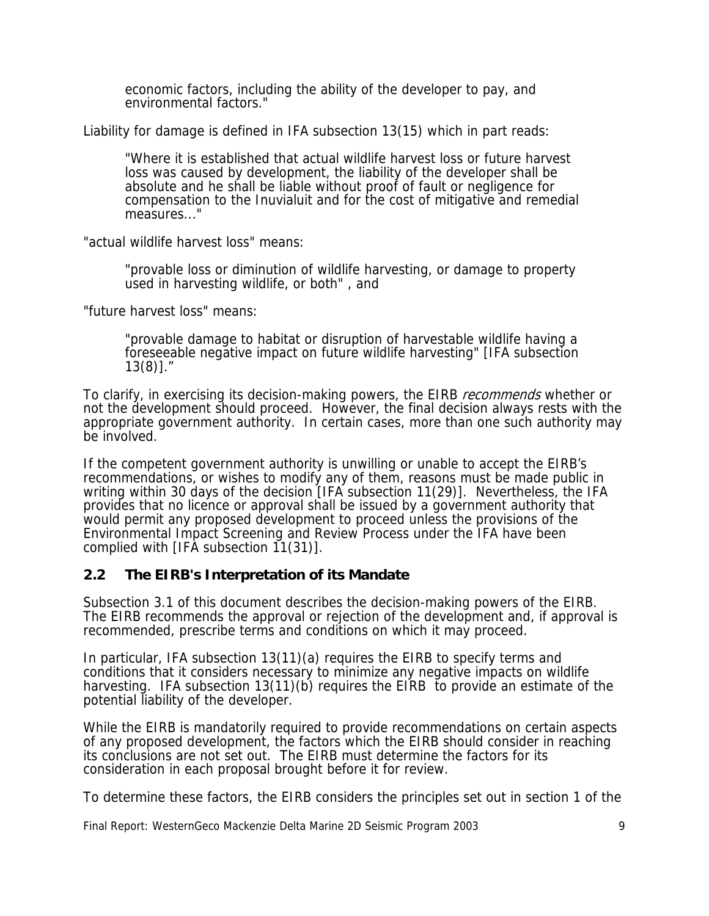economic factors, including the ability of the developer to pay, and environmental factors."

Liability for damage is defined in IFA subsection 13(15) which in part reads:

> "Where it is established that actual wildlife harvest loss or future harvest loss was caused by development, the liability of the developer shall be absolute and he shall be liable without proof of fault or negligence for compensation to the Inuvialuit and for the cost of mitigative and remedial measures..."

"actual wildlife harvest loss" means:

> "provable loss or diminution of wildlife harvesting, or damage to property used in harvesting wildlife, or both" , and

"future harvest loss" means:

> "provable damage to habitat or disruption of harvestable wildlife having a foreseeable negative impact on future wildlife harvesting" [IFA subsection 13(8)]."

To clarify, in exercising its decision-making powers, the EIRB *recommends* whether or not the development should proceed. However, the final decision always rests with the appropriate government authority. In certain cases, more than one such authority may be involved.

If the competent government authority is unwilling or unable to accept the EIRB's recommendations, or wishes to modify any of them, reasons must be made public in writing within 30 days of the decision [IFA subsection 11(29)]. Nevertheless, the IFA provides that no licence or approval shall be issued by a government authority that would permit any proposed development to proceed unless the provisions of the Environmental Impact Screening and Review Process under the IFA have been complied with [IFA subsection 11(31)].

## 2.2 The EIRB's Interpretation of its Mandate

Subsection 3.1 of this document describes the decision-making powers of the EIRB. The EIRB recommends the approval or rejection of the development and, if approval is recommended, prescribe terms and conditions on which it may proceed.

In particular, IFA subsection 13(11)(a) requires the EIRB to specify terms and conditions that it considers necessary to minimize any negative impacts on wildlife harvesting. IFA subsection 13(11)(b) requires the EIRB to provide an estimate of the potential liability of the developer.

While the EIRB is mandatorily required to provide recommendations on certain aspects of any proposed development, the factors which the EIRB should consider in reaching its conclusions are not set out. The EIRB must determine the factors for its consideration in each proposal brought before it for review.

To determine these factors, the EIRB considers the principles set out in section 1 of the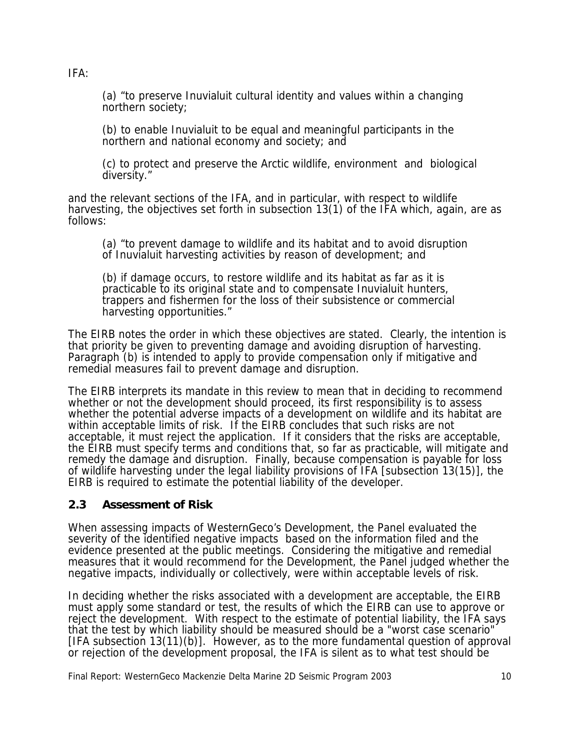IFA:

> (a) "to preserve Inuvialuit cultural identity and values within a changing northern society;
>
> (b) to enable Inuvialuit to be equal and meaningful participants in the northern and national economy and society; and
>
> (c) to protect and preserve the Arctic wildlife, environment and biological diversity."

and the relevant sections of the IFA, and in particular, with respect to wildlife harvesting, the objectives set forth in subsection 13(1) of the IFA which, again, are as follows:

> (a) "to prevent damage to wildlife and its habitat and to avoid disruption of Inuvialuit harvesting activities by reason of development; and
>
> (b) if damage occurs, to restore wildlife and its habitat as far as it is practicable to its original state and to compensate Inuvialuit hunters, trappers and fishermen for the loss of their subsistence or commercial harvesting opportunities."

The EIRB notes the order in which these objectives are stated. Clearly, the intention is that priority be given to preventing damage and avoiding disruption of harvesting. Paragraph (b) is intended to apply to provide compensation only if mitigative and remedial measures fail to prevent damage and disruption.

The EIRB interprets its mandate in this review to mean that in deciding to recommend whether or not the development should proceed, its first responsibility is to assess whether the potential adverse impacts of a development on wildlife and its habitat are within acceptable limits of risk. If the EIRB concludes that such risks are not acceptable, it must reject the application. If it considers that the risks are acceptable, the EIRB must specify terms and conditions that, so far as practicable, will mitigate and remedy the damage and disruption. Finally, because compensation is payable for loss of wildlife harvesting under the legal liability provisions of IFA [subsection 13(15)], the EIRB is required to estimate the potential liability of the developer.

## 2.3 Assessment of Risk

When assessing impacts of WesternGeco's Development, the Panel evaluated the severity of the identified negative impacts based on the information filed and the evidence presented at the public meetings. Considering the mitigative and remedial measures that it would recommend for the Development, the Panel judged whether the negative impacts, individually or collectively, were within acceptable levels of risk.

In deciding whether the risks associated with a development are acceptable, the EIRB must apply some standard or test, the results of which the EIRB can use to approve or reject the development. With respect to the estimate of potential liability, the IFA says that the test by which liability should be measured should be a "worst case scenario" [IFA subsection 13(11)(b)]. However, as to the more fundamental question of approval or rejection of the development proposal, the IFA is silent as to what test should be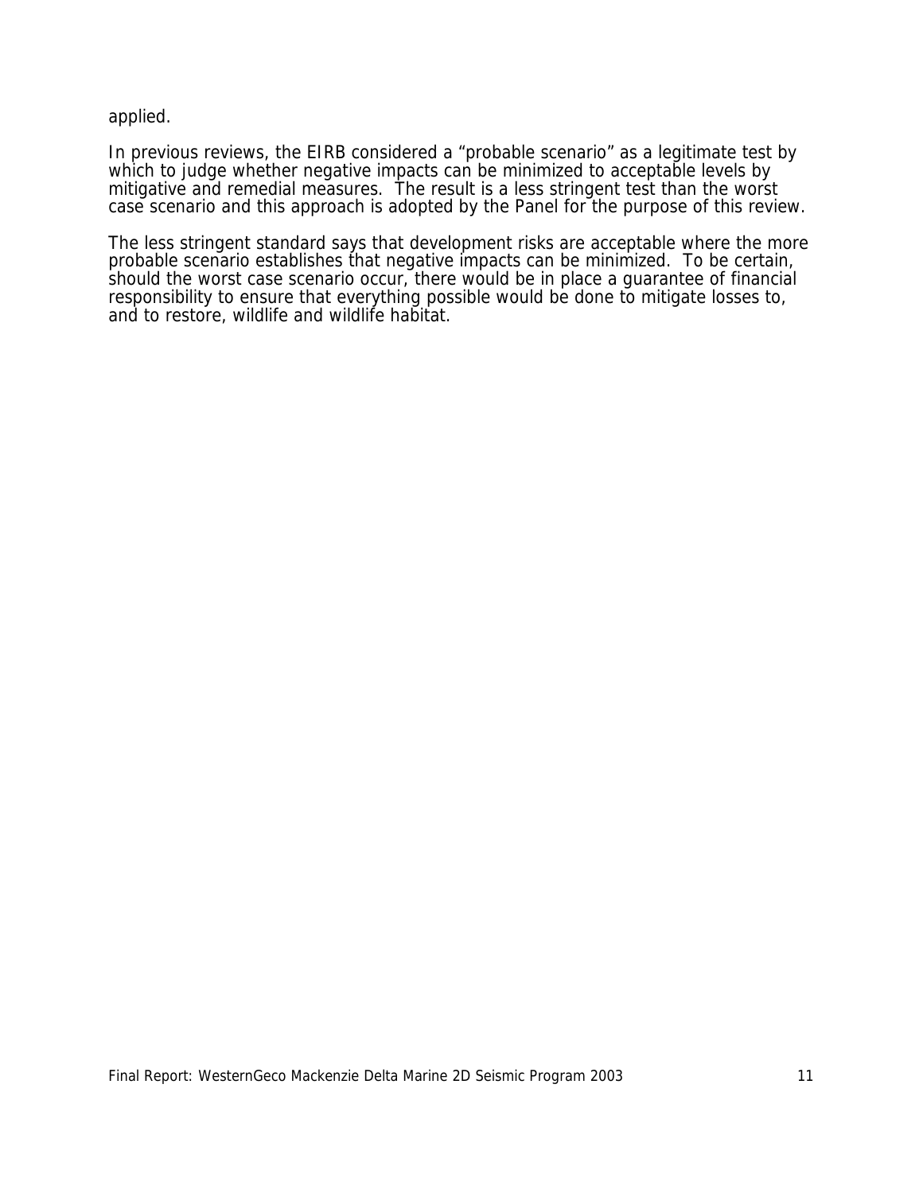applied.

In previous reviews, the EIRB considered a “probable scenario” as a legitimate test by which to judge whether negative impacts can be minimized to acceptable levels by mitigative and remedial measures. The result is a less stringent test than the worst case scenario and this approach is adopted by the Panel for the purpose of this review.

The less stringent standard says that development risks are acceptable where the more probable scenario establishes that negative impacts can be minimized. To be certain, should the worst case scenario occur, there would be in place a guarantee of financial responsibility to ensure that everything possible would be done to mitigate losses to, and to restore, wildlife and wildlife habitat.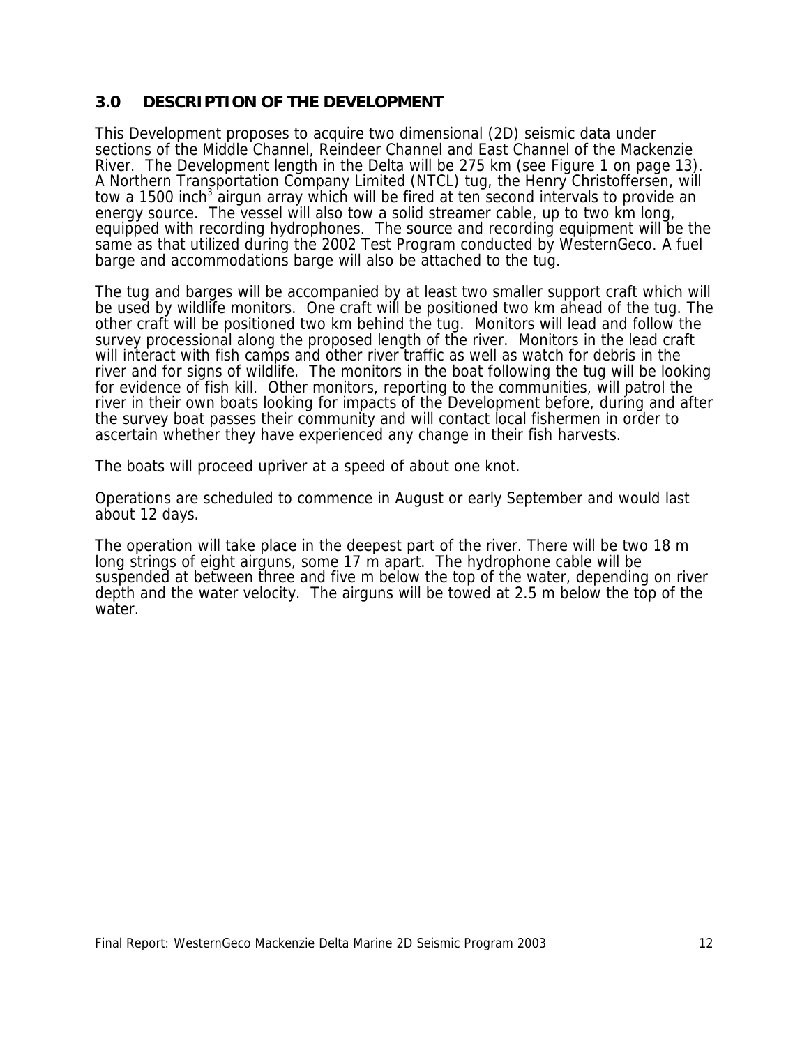## 3.0 DESCRIPTION OF THE DEVELOPMENT

This Development proposes to acquire two dimensional (2D) seismic data under sections of the Middle Channel, Reindeer Channel and East Channel of the Mackenzie River. The Development length in the Delta will be 275 km (see Figure 1 on page 13). A Northern Transportation Company Limited (NTCL) tug, the Henry Christoffersen, will tow a 1500 inch$^3$ airgun array which will be fired at ten second intervals to provide an energy source. The vessel will also tow a solid streamer cable, up to two km long, equipped with recording hydrophones. The source and recording equipment will be the same as that utilized during the 2002 Test Program conducted by WesternGeco. A fuel barge and accommodations barge will also be attached to the tug.

The tug and barges will be accompanied by at least two smaller support craft which will be used by wildlife monitors. One craft will be positioned two km ahead of the tug. The other craft will be positioned two km behind the tug. Monitors will lead and follow the survey processional along the proposed length of the river. Monitors in the lead craft will interact with fish camps and other river traffic as well as watch for debris in the river and for signs of wildlife. The monitors in the boat following the tug will be looking for evidence of fish kill. Other monitors, reporting to the communities, will patrol the river in their own boats looking for impacts of the Development before, during and after the survey boat passes their community and will contact local fishermen in order to ascertain whether they have experienced any change in their fish harvests.

The boats will proceed upriver at a speed of about one knot.

Operations are scheduled to commence in August or early September and would last about 12 days.

The operation will take place in the deepest part of the river. There will be two 18 m long strings of eight airguns, some 17 m apart. The hydrophone cable will be suspended at between three and five m below the top of the water, depending on river depth and the water velocity. The airguns will be towed at 2.5 m below the top of the water.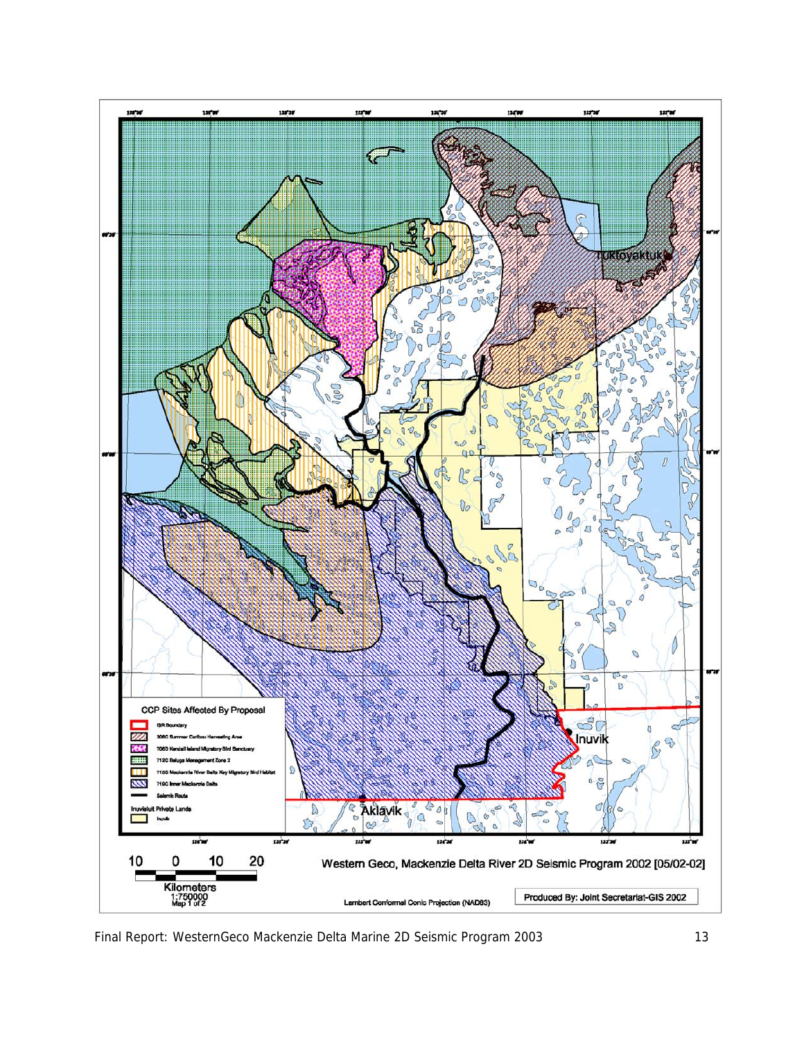CCP Sites Affected By Proposal

- ISR Boundary
- 306C Summer Caribou Harvesting Area
- 706D Kendall Island Migratory Bird Sanctuary
- 712C Beluga Management Zone 2
- 715C Mackenzie River Delta Key Migratory Bird Habitat
- 719C Inner Mackenzie Delta
- Seismic Route

Inuvialuit Private Lands

- Inuvik

Tuktoyaktuk

Inuvik

Aklavik

10 0 10 20

Kilometers

1:750000

Map 1 of 2

Western Geco, Mackenzie Delta River 2D Seismic Program 2002 [05/02-02]

Lambert Conformal Conic Projection (NAD83)

Produced By: Joint Secretariat-GIS 2002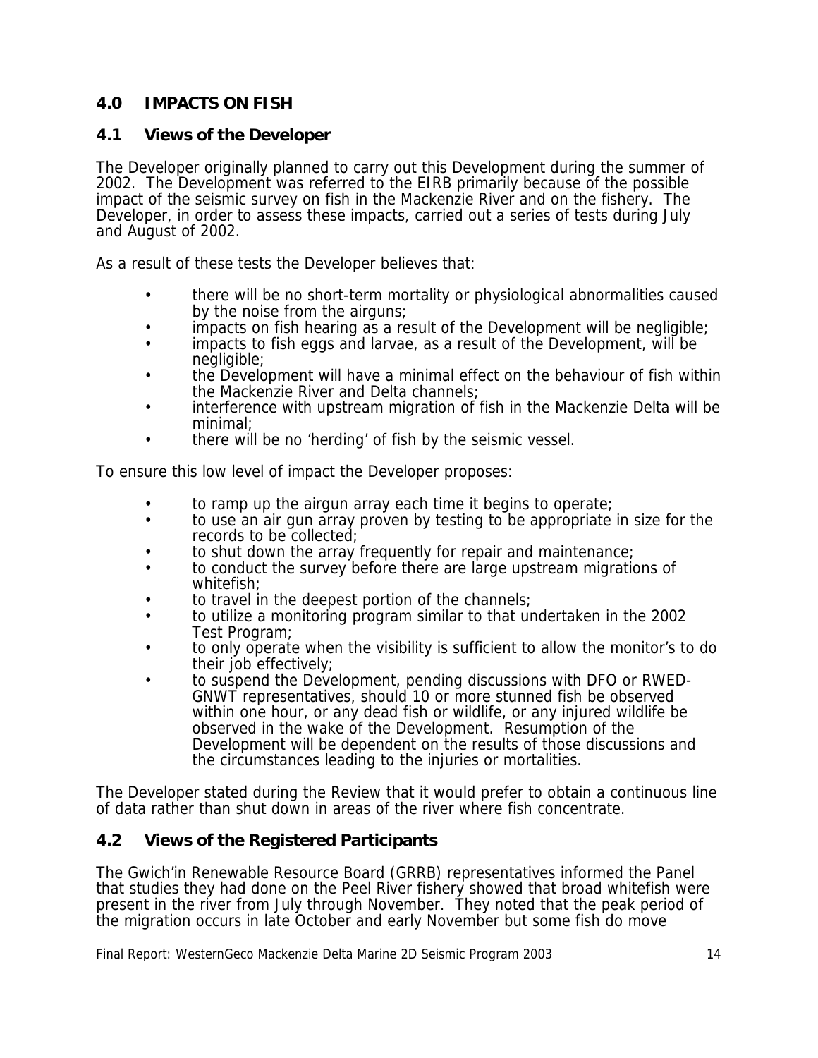## 4.0 IMPACTS ON FISH

### 4.1 Views of the Developer

The Developer originally planned to carry out this Development during the summer of 2002. The Development was referred to the EIRB primarily because of the possible impact of the seismic survey on fish in the Mackenzie River and on the fishery. The Developer, in order to assess these impacts, carried out a series of tests during July and August of 2002.

As a result of these tests the Developer believes that:

- there will be no short-term mortality or physiological abnormalities caused by the noise from the airguns;
- impacts on fish hearing as a result of the Development will be negligible;
- impacts to fish eggs and larvae, as a result of the Development, will be negligible;
- the Development will have a minimal effect on the behaviour of fish within the Mackenzie River and Delta channels;
- interference with upstream migration of fish in the Mackenzie Delta will be minimal;
- there will be no 'herding' of fish by the seismic vessel.

To ensure this low level of impact the Developer proposes:

- to ramp up the airgun array each time it begins to operate;
- to use an air gun array proven by testing to be appropriate in size for the records to be collected;
- to shut down the array frequently for repair and maintenance;
- to conduct the survey before there are large upstream migrations of whitefish;
- to travel in the deepest portion of the channels;
- to utilize a monitoring program similar to that undertaken in the 2002 Test Program;
- to only operate when the visibility is sufficient to allow the monitor's to do their job effectively;
- to suspend the Development, pending discussions with DFO or RWED-GNWT representatives, should 10 or more stunned fish be observed within one hour, or any dead fish or wildlife, or any injured wildlife be observed in the wake of the Development. Resumption of the Development will be dependent on the results of those discussions and the circumstances leading to the injuries or mortalities.

The Developer stated during the Review that it would prefer to obtain a continuous line of data rather than shut down in areas of the river where fish concentrate.

### 4.2 Views of the Registered Participants

The Gwich'in Renewable Resource Board (GRRB) representatives informed the Panel that studies they had done on the Peel River fishery showed that broad whitefish were present in the river from July through November. They noted that the peak period of the migration occurs in late October and early November but some fish do move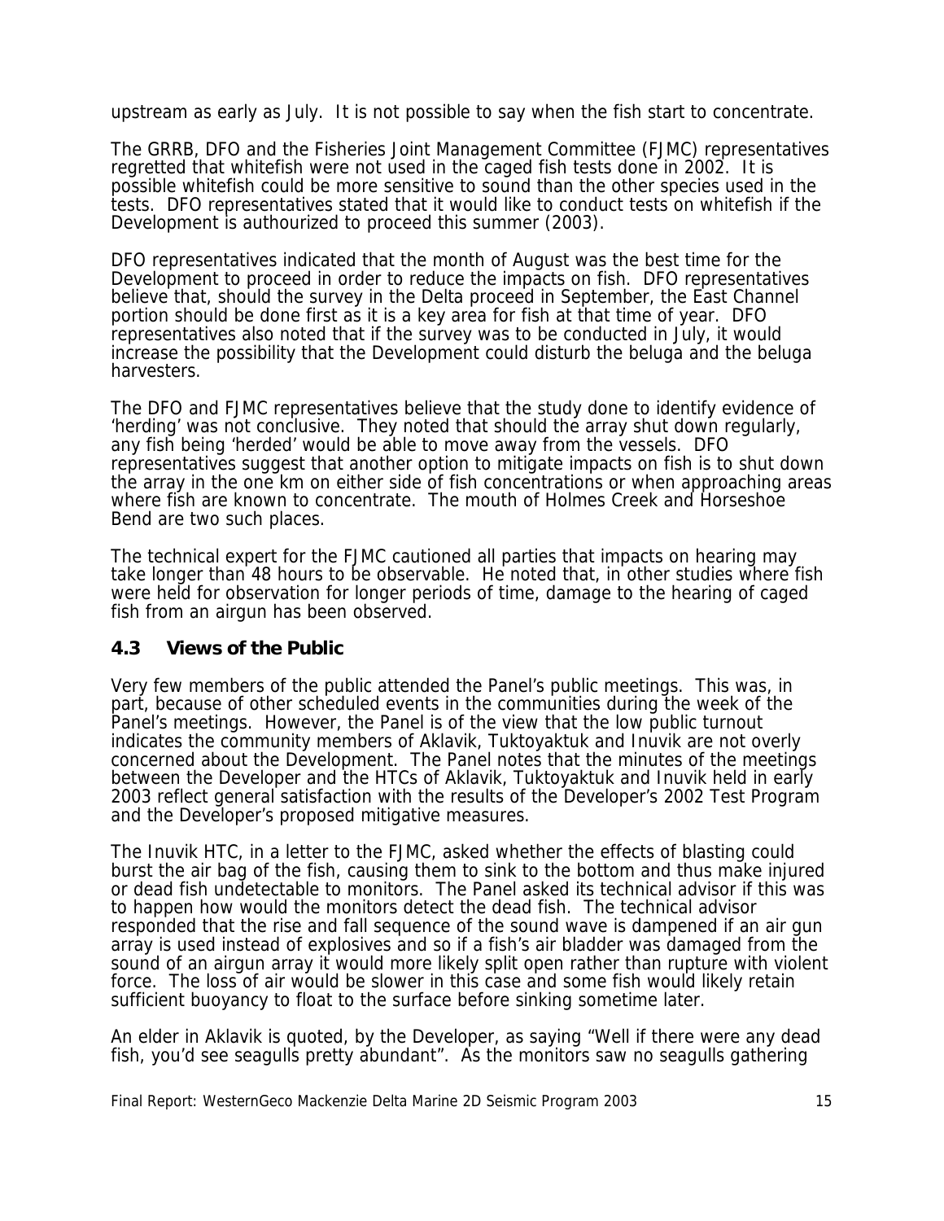upstream as early as July. It is not possible to say when the fish start to concentrate.

The GRRB, DFO and the Fisheries Joint Management Committee (FJMC) representatives regretted that whitefish were not used in the caged fish tests done in 2002. It is possible whitefish could be more sensitive to sound than the other species used in the tests. DFO representatives stated that it would like to conduct tests on whitefish if the Development is authourized to proceed this summer (2003).

DFO representatives indicated that the month of August was the best time for the Development to proceed in order to reduce the impacts on fish. DFO representatives believe that, should the survey in the Delta proceed in September, the East Channel portion should be done first as it is a key area for fish at that time of year. DFO representatives also noted that if the survey was to be conducted in July, it would increase the possibility that the Development could disturb the beluga and the beluga harvesters.

The DFO and FJMC representatives believe that the study done to identify evidence of 'herding' was not conclusive. They noted that should the array shut down regularly, any fish being 'herded' would be able to move away from the vessels. DFO representatives suggest that another option to mitigate impacts on fish is to shut down the array in the one km on either side of fish concentrations or when approaching areas where fish are known to concentrate. The mouth of Holmes Creek and Horseshoe Bend are two such places.

The technical expert for the FJMC cautioned all parties that impacts on hearing may take longer than 48 hours to be observable. He noted that, in other studies where fish were held for observation for longer periods of time, damage to the hearing of caged fish from an airgun has been observed.

## 4.3 Views of the Public

Very few members of the public attended the Panel's public meetings. This was, in part, because of other scheduled events in the communities during the week of the Panel's meetings. However, the Panel is of the view that the low public turnout indicates the community members of Aklavik, Tuktoyaktuk and Inuvik are not overly concerned about the Development. The Panel notes that the minutes of the meetings between the Developer and the HTCs of Aklavik, Tuktoyaktuk and Inuvik held in early 2003 reflect general satisfaction with the results of the Developer's 2002 Test Program and the Developer's proposed mitigative measures.

The Inuvik HTC, in a letter to the FJMC, asked whether the effects of blasting could burst the air bag of the fish, causing them to sink to the bottom and thus make injured or dead fish undetectable to monitors. The Panel asked its technical advisor if this was to happen how would the monitors detect the dead fish. The technical advisor responded that the rise and fall sequence of the sound wave is dampened if an air gun array is used instead of explosives and so if a fish's air bladder was damaged from the sound of an airgun array it would more likely split open rather than rupture with violent force. The loss of air would be slower in this case and some fish would likely retain sufficient buoyancy to float to the surface before sinking sometime later.

An elder in Aklavik is quoted, by the Developer, as saying "Well if there were any dead fish, you'd see seagulls pretty abundant". As the monitors saw no seagulls gathering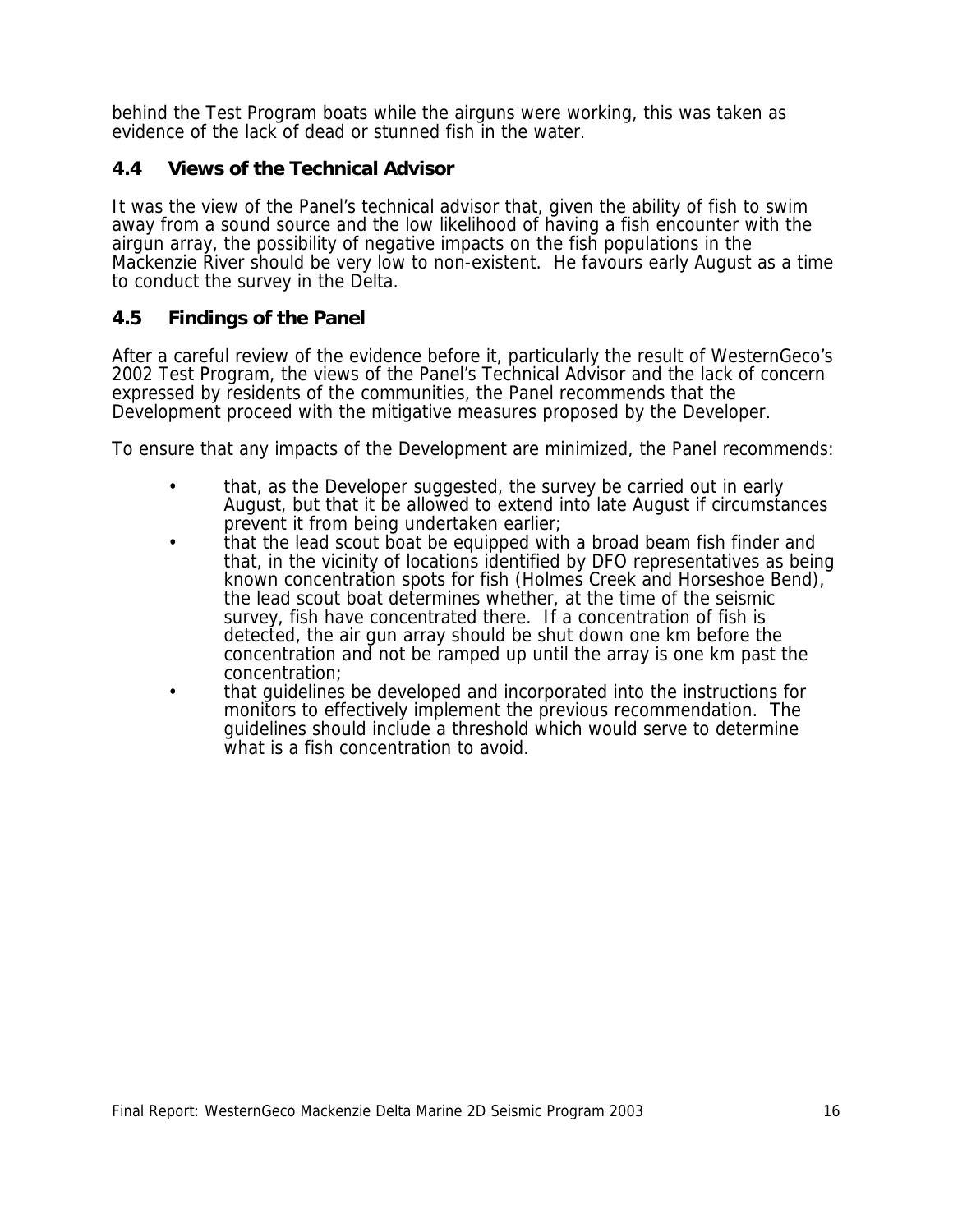behind the Test Program boats while the airguns were working, this was taken as evidence of the lack of dead or stunned fish in the water.

### 4.4 Views of the Technical Advisor

It was the view of the Panel's technical advisor that, given the ability of fish to swim away from a sound source and the low likelihood of having a fish encounter with the airgun array, the possibility of negative impacts on the fish populations in the Mackenzie River should be very low to non-existent. He favours early August as a time to conduct the survey in the Delta.

### 4.5 Findings of the Panel

After a careful review of the evidence before it, particularly the result of WesternGeco's 2002 Test Program, the views of the Panel's Technical Advisor and the lack of concern expressed by residents of the communities, the Panel recommends that the Development proceed with the mitigative measures proposed by the Developer.

To ensure that any impacts of the Development are minimized, the Panel recommends:

- that, as the Developer suggested, the survey be carried out in early August, but that it be allowed to extend into late August if circumstances prevent it from being undertaken earlier;
- that the lead scout boat be equipped with a broad beam fish finder and that, in the vicinity of locations identified by DFO representatives as being known concentration spots for fish (Holmes Creek and Horseshoe Bend), the lead scout boat determines whether, at the time of the seismic survey, fish have concentrated there. If a concentration of fish is detected, the air gun array should be shut down one km before the concentration and not be ramped up until the array is one km past the concentration;
- that guidelines be developed and incorporated into the instructions for monitors to effectively implement the previous recommendation. The guidelines should include a threshold which would serve to determine what is a fish concentration to avoid.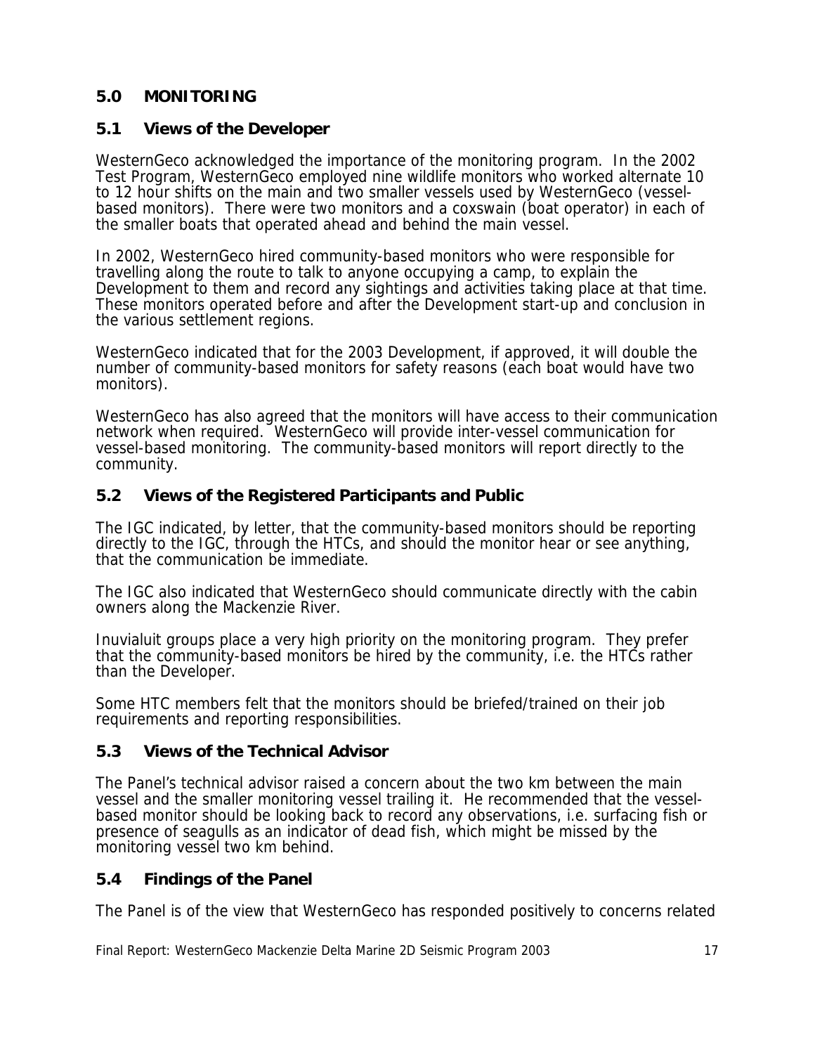## 5.0 MONITORING

### 5.1 Views of the Developer

WesternGeco acknowledged the importance of the monitoring program. In the 2002 Test Program, WesternGeco employed nine wildlife monitors who worked alternate 10 to 12 hour shifts on the main and two smaller vessels used by WesternGeco (vessel-based monitors). There were two monitors and a coxswain (boat operator) in each of the smaller boats that operated ahead and behind the main vessel.

In 2002, WesternGeco hired community-based monitors who were responsible for travelling along the route to talk to anyone occupying a camp, to explain the Development to them and record any sightings and activities taking place at that time. These monitors operated before and after the Development start-up and conclusion in the various settlement regions.

WesternGeco indicated that for the 2003 Development, if approved, it will double the number of community-based monitors for safety reasons (each boat would have two monitors).

WesternGeco has also agreed that the monitors will have access to their communication network when required. WesternGeco will provide inter-vessel communication for vessel-based monitoring. The community-based monitors will report directly to the community.

### 5.2 Views of the Registered Participants and Public

The IGC indicated, by letter, that the community-based monitors should be reporting directly to the IGC, through the HTCs, and should the monitor hear or see anything, that the communication be immediate.

The IGC also indicated that WesternGeco should communicate directly with the cabin owners along the Mackenzie River.

Inuvialuit groups place a very high priority on the monitoring program. They prefer that the community-based monitors be hired by the community, i.e. the HTCs rather than the Developer.

Some HTC members felt that the monitors should be briefed/trained on their job requirements and reporting responsibilities.

### 5.3 Views of the Technical Advisor

The Panel's technical advisor raised a concern about the two km between the main vessel and the smaller monitoring vessel trailing it. He recommended that the vessel-based monitor should be looking back to record any observations, i.e. surfacing fish or presence of seagulls as an indicator of dead fish, which might be missed by the monitoring vessel two km behind.

### 5.4 Findings of the Panel

The Panel is of the view that WesternGeco has responded positively to concerns related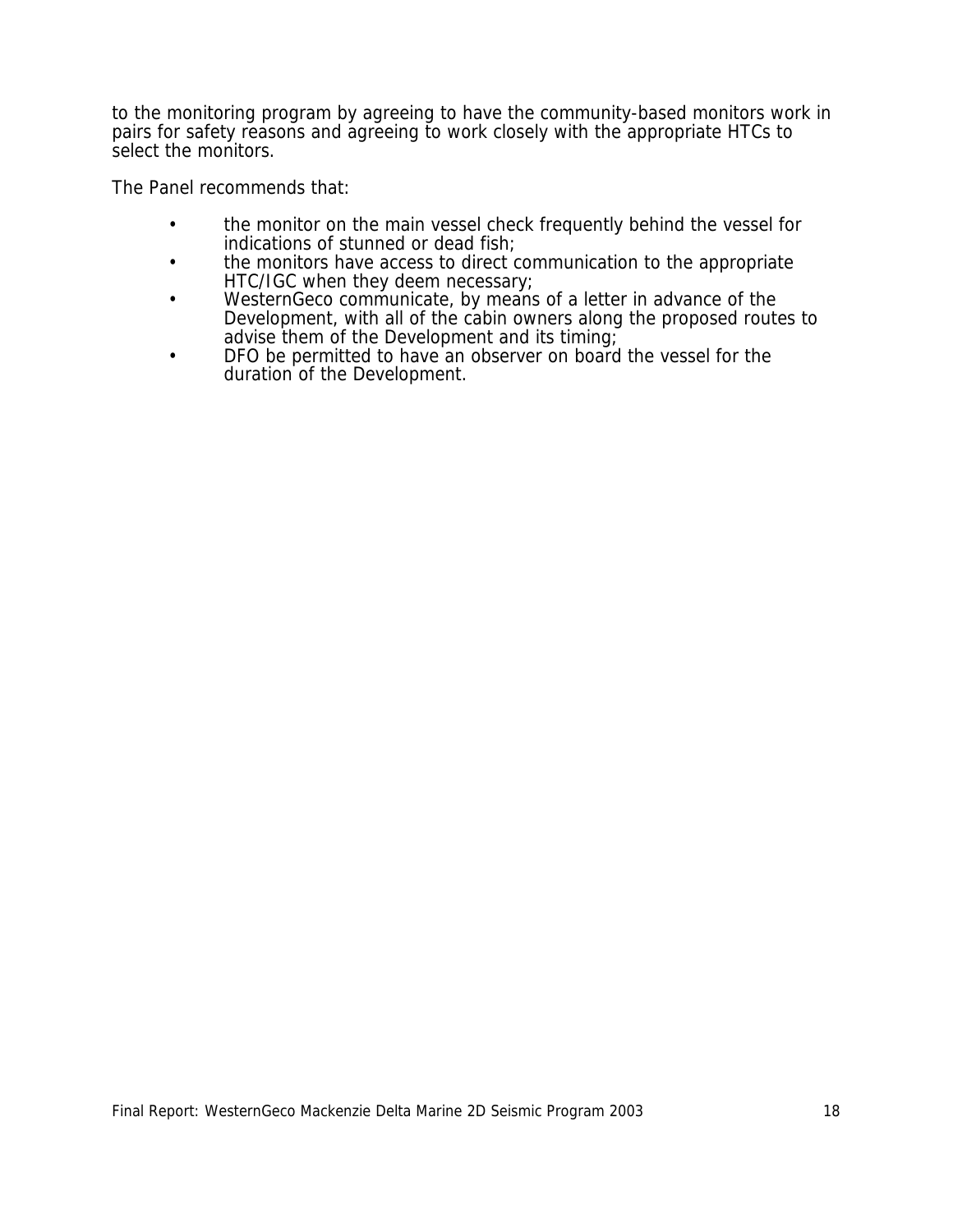to the monitoring program by agreeing to have the community-based monitors work in pairs for safety reasons and agreeing to work closely with the appropriate HTCs to select the monitors.

The Panel recommends that:

- the monitor on the main vessel check frequently behind the vessel for indications of stunned or dead fish;
- the monitors have access to direct communication to the appropriate HTC/IGC when they deem necessary;
- WesternGeco communicate, by means of a letter in advance of the Development, with all of the cabin owners along the proposed routes to advise them of the Development and its timing;
- DFO be permitted to have an observer on board the vessel for the duration of the Development.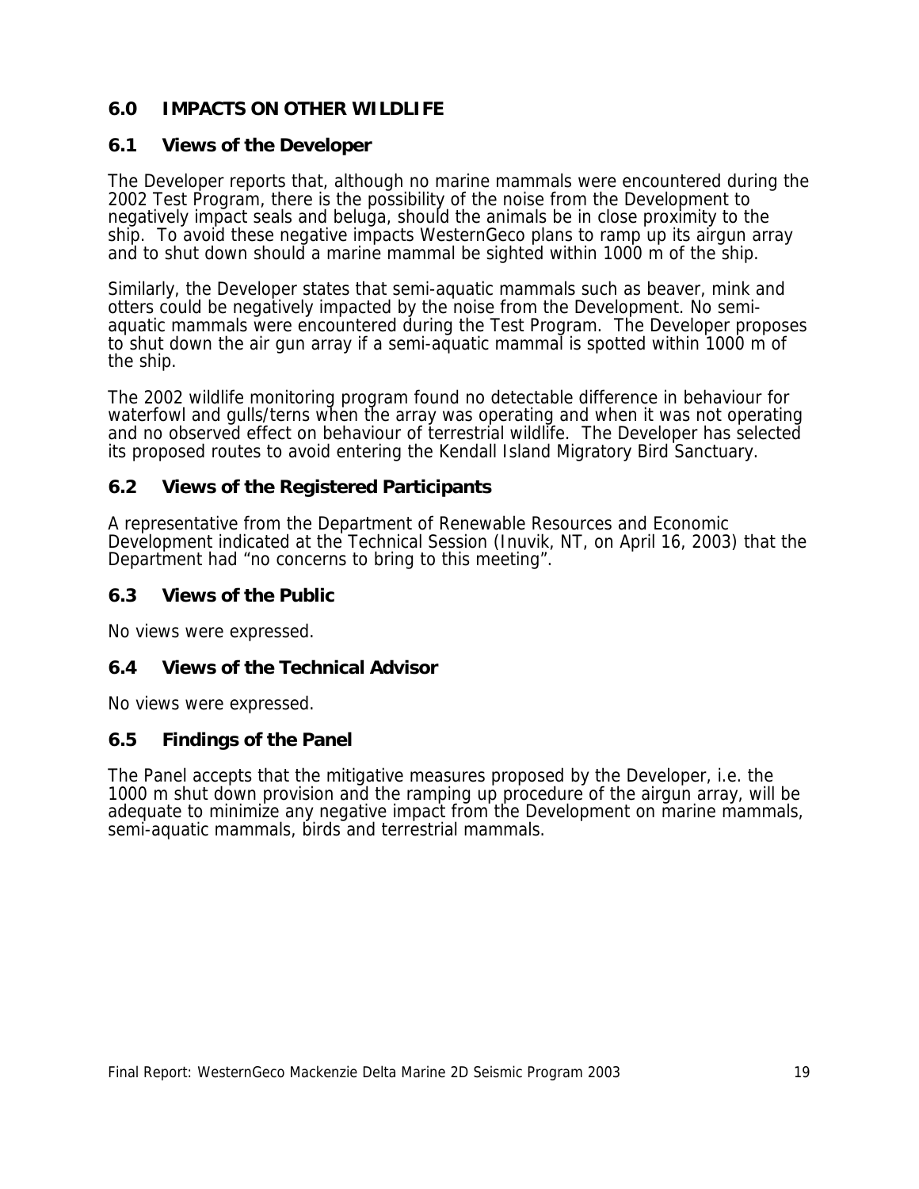## 6.0 IMPACTS ON OTHER WILDLIFE

### 6.1 Views of the Developer

The Developer reports that, although no marine mammals were encountered during the 2002 Test Program, there is the possibility of the noise from the Development to negatively impact seals and beluga, should the animals be in close proximity to the ship. To avoid these negative impacts WesternGeco plans to ramp up its airgun array and to shut down should a marine mammal be sighted within 1000 m of the ship.

Similarly, the Developer states that semi-aquatic mammals such as beaver, mink and otters could be negatively impacted by the noise from the Development. No semi-aquatic mammals were encountered during the Test Program. The Developer proposes to shut down the air gun array if a semi-aquatic mammal is spotted within 1000 m of the ship.

The 2002 wildlife monitoring program found no detectable difference in behaviour for waterfowl and gulls/terns when the array was operating and when it was not operating and no observed effect on behaviour of terrestrial wildlife. The Developer has selected its proposed routes to avoid entering the Kendall Island Migratory Bird Sanctuary.

### 6.2 Views of the Registered Participants

A representative from the Department of Renewable Resources and Economic Development indicated at the Technical Session (Inuvik, NT, on April 16, 2003) that the Department had "no concerns to bring to this meeting".

### 6.3 Views of the Public

No views were expressed.

### 6.4 Views of the Technical Advisor

No views were expressed.

### 6.5 Findings of the Panel

The Panel accepts that the mitigative measures proposed by the Developer, i.e. the 1000 m shut down provision and the ramping up procedure of the airgun array, will be adequate to minimize any negative impact from the Development on marine mammals, semi-aquatic mammals, birds and terrestrial mammals.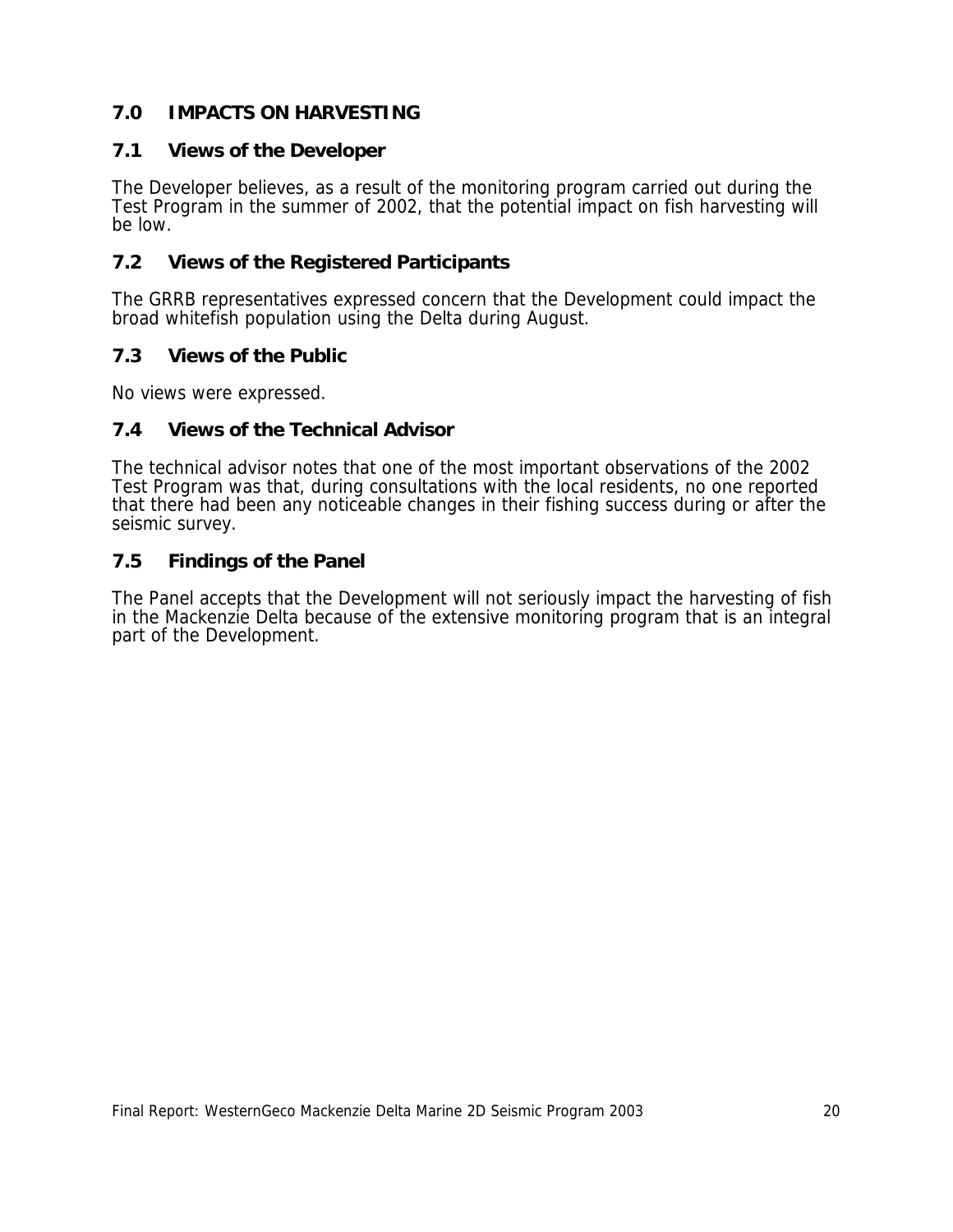## 7.0 IMPACTS ON HARVESTING

### 7.1 Views of the Developer

The Developer believes, as a result of the monitoring program carried out during the Test Program in the summer of 2002, that the potential impact on fish harvesting will be low.

### 7.2 Views of the Registered Participants

The GRRB representatives expressed concern that the Development could impact the broad whitefish population using the Delta during August.

### 7.3 Views of the Public

No views were expressed.

### 7.4 Views of the Technical Advisor

The technical advisor notes that one of the most important observations of the 2002 Test Program was that, during consultations with the local residents, no one reported that there had been any noticeable changes in their fishing success during or after the seismic survey.

### 7.5 Findings of the Panel

The Panel accepts that the Development will not seriously impact the harvesting of fish in the Mackenzie Delta because of the extensive monitoring program that is an integral part of the Development.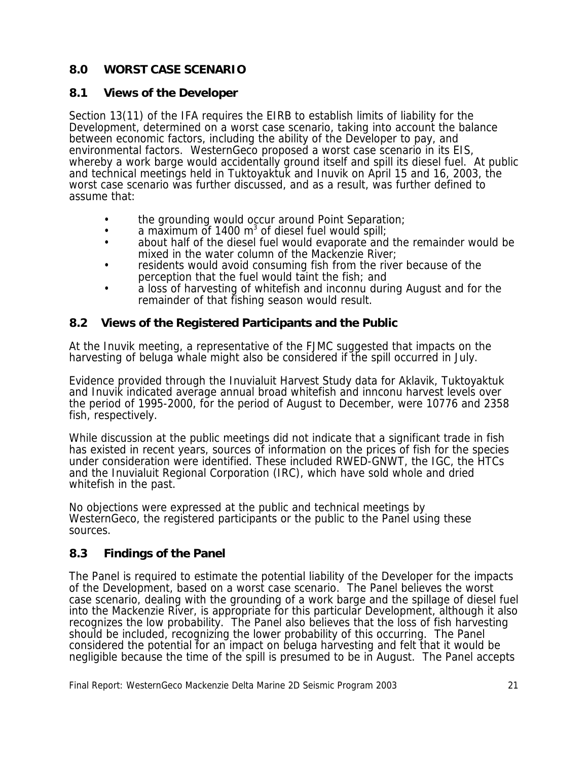## 8.0 WORST CASE SCENARIO

### 8.1 Views of the Developer

Section 13(11) of the IFA requires the EIRB to establish limits of liability for the Development, determined on a worst case scenario, taking into account the balance between economic factors, including the ability of the Developer to pay, and environmental factors. WesternGeco proposed a worst case scenario in its EIS, whereby a work barge would accidentally ground itself and spill its diesel fuel. At public and technical meetings held in Tuktoyaktuk and Inuvik on April 15 and 16, 2003, the worst case scenario was further discussed, and as a result, was further defined to assume that:

- the grounding would occur around Point Separation;
- a maximum of 1400 $m^3$ of diesel fuel would spill;
- about half of the diesel fuel would evaporate and the remainder would be mixed in the water column of the Mackenzie River;
- residents would avoid consuming fish from the river because of the perception that the fuel would taint the fish; and
- a loss of harvesting of whitefish and inconnu during August and for the remainder of that fishing season would result.

### 8.2 Views of the Registered Participants and the Public

At the Inuvik meeting, a representative of the FJMC suggested that impacts on the harvesting of beluga whale might also be considered if the spill occurred in July.

Evidence provided through the Inuvialuit Harvest Study data for Aklavik, Tuktoyaktuk and Inuvik indicated average annual broad whitefish and innconu harvest levels over the period of 1995-2000, for the period of August to December, were 10776 and 2358 fish, respectively.

While discussion at the public meetings did not indicate that a significant trade in fish has existed in recent years, sources of information on the prices of fish for the species under consideration were identified. These included RWED-GNWT, the IGC, the HTCs and the Inuvialuit Regional Corporation (IRC), which have sold whole and dried whitefish in the past.

No objections were expressed at the public and technical meetings by WesternGeco, the registered participants or the public to the Panel using these sources.

### 8.3 Findings of the Panel

The Panel is required to estimate the potential liability of the Developer for the impacts of the Development, based on a worst case scenario. The Panel believes the worst case scenario, dealing with the grounding of a work barge and the spillage of diesel fuel into the Mackenzie River, is appropriate for this particular Development, although it also recognizes the low probability. The Panel also believes that the loss of fish harvesting should be included, recognizing the lower probability of this occurring. The Panel considered the potential for an impact on beluga harvesting and felt that it would be negligible because the time of the spill is presumed to be in August. The Panel accepts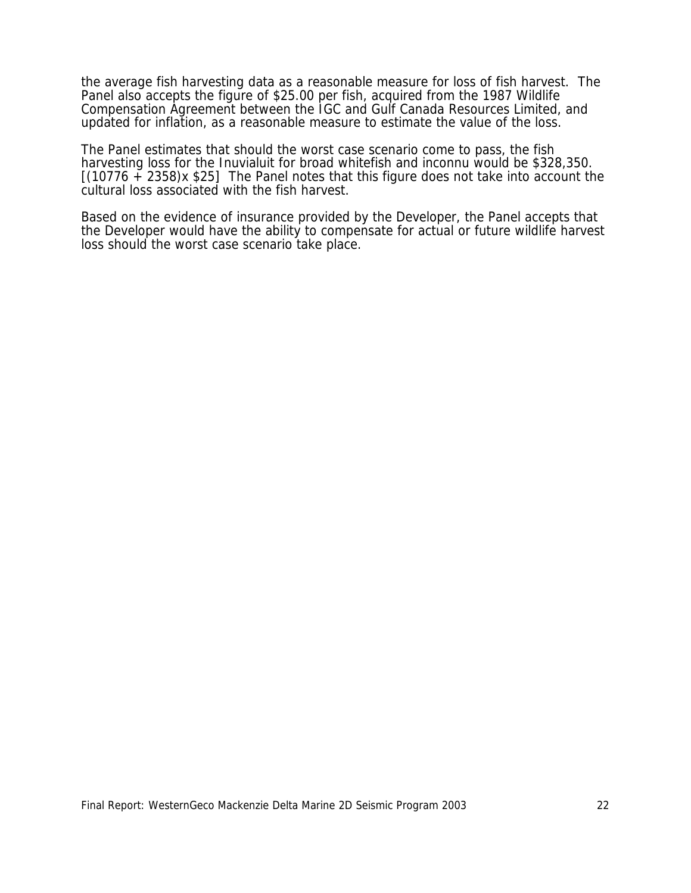the average fish harvesting data as a reasonable measure for loss of fish harvest. The Panel also accepts the figure of $25.00 per fish, acquired from the 1987 Wildlife Compensation Agreement between the IGC and Gulf Canada Resources Limited, and updated for inflation, as a reasonable measure to estimate the value of the loss.

The Panel estimates that should the worst case scenario come to pass, the fish harvesting loss for the Inuvialuit for broad whitefish and inconnu would be $328,350. [(10776 + 2358)x $25] The Panel notes that this figure does not take into account the cultural loss associated with the fish harvest.

Based on the evidence of insurance provided by the Developer, the Panel accepts that the Developer would have the ability to compensate for actual or future wildlife harvest loss should the worst case scenario take place.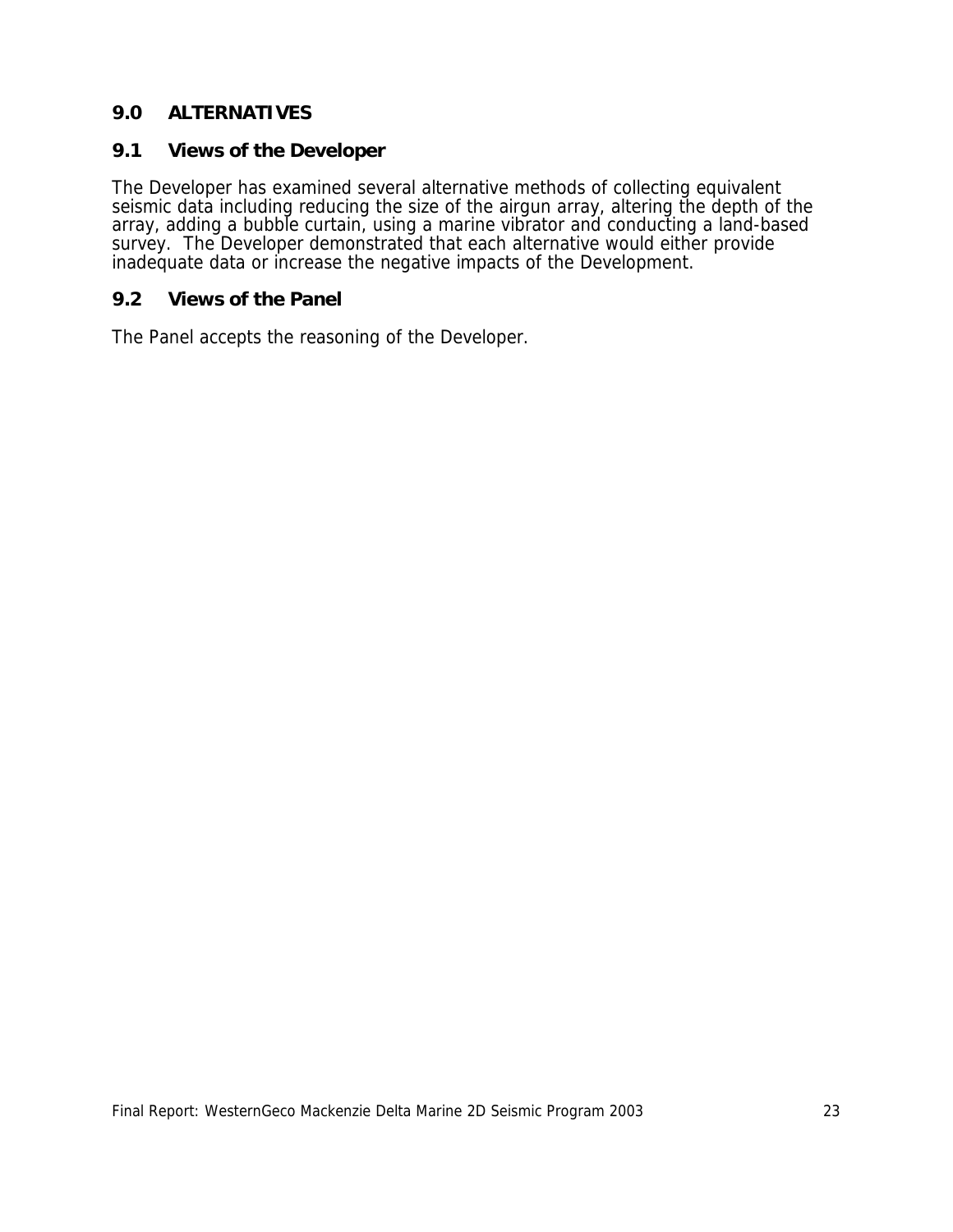# 9.0 ALTERNATIVES

## 9.1 Views of the Developer

The Developer has examined several alternative methods of collecting equivalent seismic data including reducing the size of the airgun array, altering the depth of the array, adding a bubble curtain, using a marine vibrator and conducting a land-based survey. The Developer demonstrated that each alternative would either provide inadequate data or increase the negative impacts of the Development.

## 9.2 Views of the Panel

The Panel accepts the reasoning of the Developer.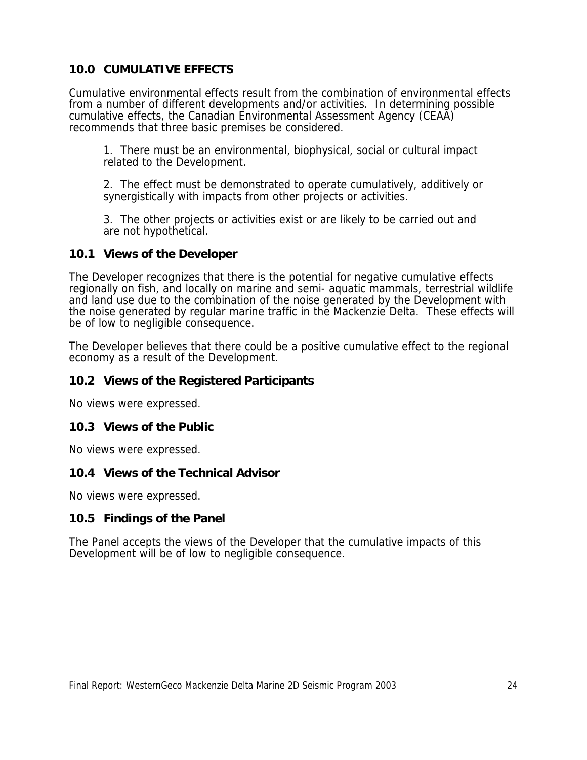## 10.0 CUMULATIVE EFFECTS

Cumulative environmental effects result from the combination of environmental effects from a number of different developments and/or activities. In determining possible cumulative effects, the Canadian Environmental Assessment Agency (CEAA) recommends that three basic premises be considered.

1. There must be an environmental, biophysical, social or cultural impact related to the Development.

2. The effect must be demonstrated to operate cumulatively, additively or synergistically with impacts from other projects or activities.

3. The other projects or activities exist or are likely to be carried out and are not hypothetical.

### 10.1 Views of the Developer

The Developer recognizes that there is the potential for negative cumulative effects regionally on fish, and locally on marine and semi- aquatic mammals, terrestrial wildlife and land use due to the combination of the noise generated by the Development with the noise generated by regular marine traffic in the Mackenzie Delta. These effects will be of low to negligible consequence.

The Developer believes that there could be a positive cumulative effect to the regional economy as a result of the Development.

### 10.2 Views of the Registered Participants

No views were expressed.

### 10.3 Views of the Public

No views were expressed.

### 10.4 Views of the Technical Advisor

No views were expressed.

### 10.5 Findings of the Panel

The Panel accepts the views of the Developer that the cumulative impacts of this Development will be of low to negligible consequence.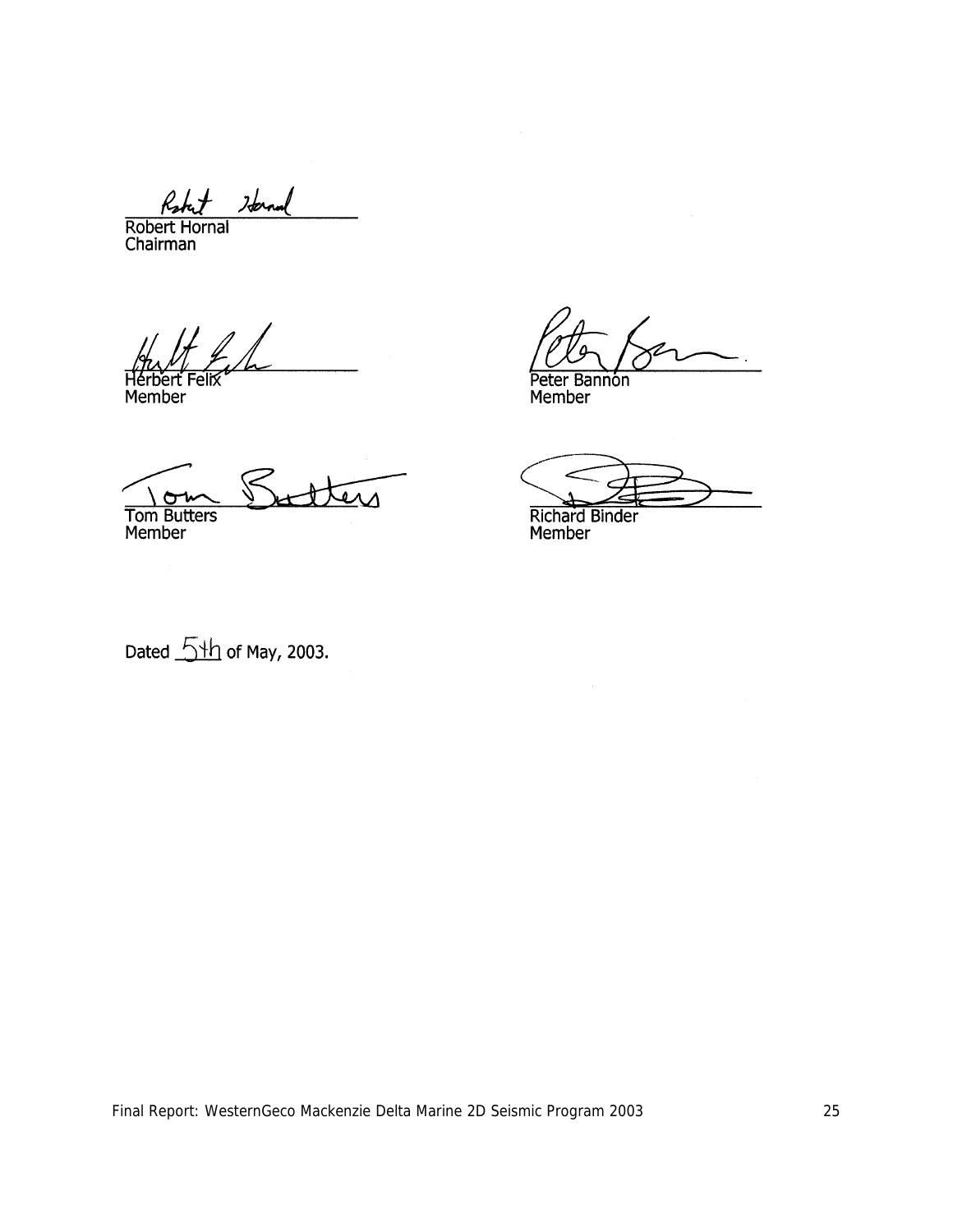Robert Hornal
Chairman

Herbert Felix
Member

Peter Bannon
Member

Tom Butters
Member

Richard Binder
Member

Dated 5th of May, 2003.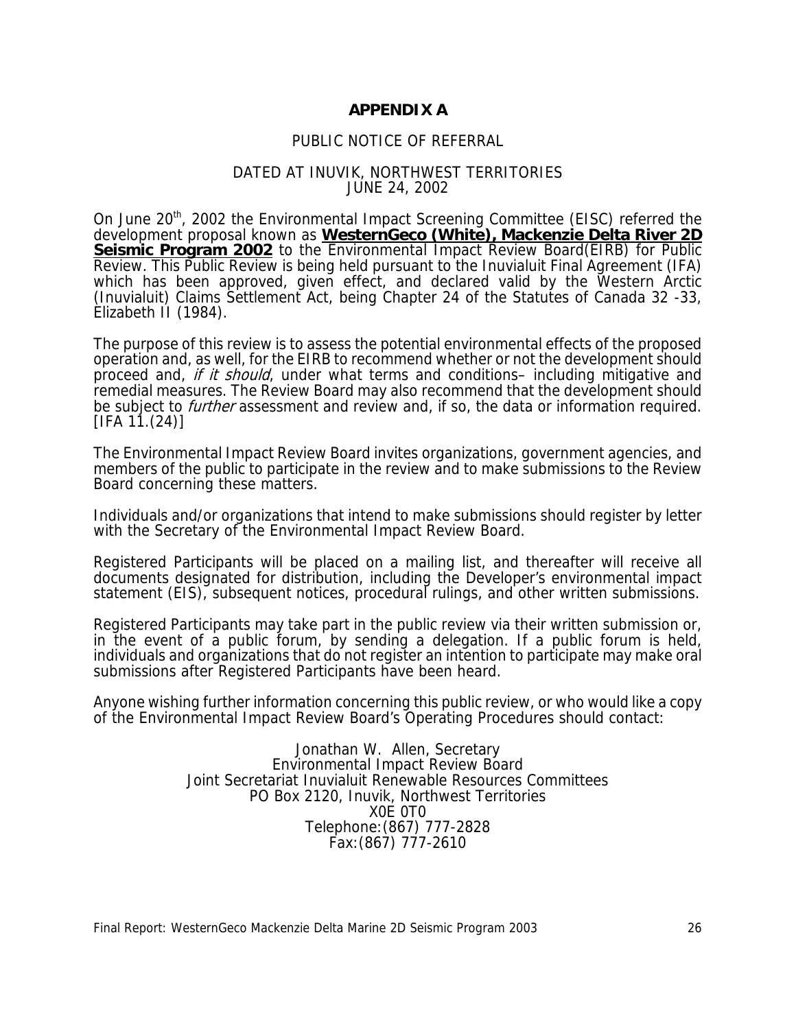# APPENDIX A

PUBLIC NOTICE OF REFERRAL

DATED AT INUVIK, NORTHWEST TERRITORIES
JUNE 24, 2002

On June 20th, 2002 the Environmental Impact Screening Committee (EISC) referred the development proposal known as **WesternGeco (White), Mackenzie Delta River 2D Seismic Program 2002** to the Environmental Impact Review Board(EIRB) for Public Review. This Public Review is being held pursuant to the Inuvialuit Final Agreement (IFA) which has been approved, given effect, and declared valid by the Western Arctic (Inuvialuit) Claims Settlement Act, being Chapter 24 of the Statutes of Canada 32 -33, Elizabeth II (1984).

The purpose of this review is to assess the potential environmental effects of the proposed operation and, as well, for the EIRB to recommend whether or not the development should proceed and, *if it should*, under what terms and conditions– including mitigative and remedial measures. The Review Board may also recommend that the development should be subject to *further* assessment and review and, if so, the data or information required. [IFA 11.(24)]

The Environmental Impact Review Board invites organizations, government agencies, and members of the public to participate in the review and to make submissions to the Review Board concerning these matters.

Individuals and/or organizations that intend to make submissions should register by letter with the Secretary of the Environmental Impact Review Board.

Registered Participants will be placed on a mailing list, and thereafter will receive all documents designated for distribution, including the Developer's environmental impact statement (EIS), subsequent notices, procedural rulings, and other written submissions.

Registered Participants may take part in the public review via their written submission or, in the event of a public forum, by sending a delegation. If a public forum is held, individuals and organizations that do not register an intention to participate may make oral submissions after Registered Participants have been heard.

Anyone wishing further information concerning this public review, or who would like a copy of the Environmental Impact Review Board's Operating Procedures should contact:

Jonathan W. Allen, Secretary
Environmental Impact Review Board
Joint Secretariat Inuvialuit Renewable Resources Committees
PO Box 2120, Inuvik, Northwest Territories
X0E 0T0
Telephone:(867) 777-2828
Fax:(867) 777-2610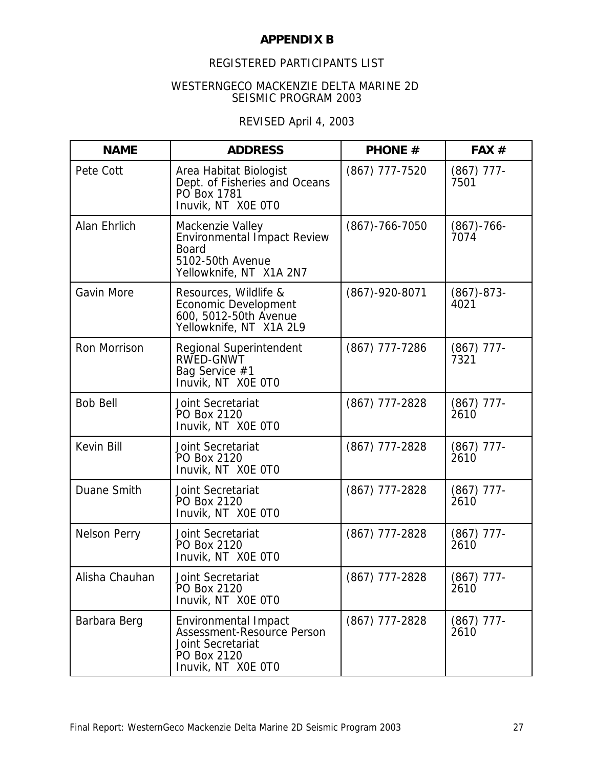**APPENDIX B**

REGISTERED PARTICIPANTS LIST

WESTERNGECO MACKENZIE DELTA MARINE 2D SEISMIC PROGRAM 2003

REVISED April 4, 2003

| NAME | ADDRESS | PHONE # | FAX # |
|---|---|---|---|
| Pete Cott | Area Habitat Biologist<br>Dept. of Fisheries and Oceans<br>PO Box 1781<br>Inuvik, NT X0E 0T0 | (867) 777-7520 | (867) 777-7501 |
| Alan Ehrlich | Mackenzie Valley Environmental Impact Review Board<br>5102-50th Avenue<br>Yellowknife, NT X1A 2N7 | (867)-766-7050 | (867)-766-7074 |
| Gavin More | Resources, Wildlife & Economic Development<br>600, 5012-50th Avenue<br>Yellowknife, NT X1A 2L9 | (867)-920-8071 | (867)-873-4021 |
| Ron Morrison | Regional Superintendent<br>RWED-GNWT<br>Bag Service #1<br>Inuvik, NT X0E 0T0 | (867) 777-7286 | (867) 777-7321 |
| Bob Bell | Joint Secretariat<br>PO Box 2120<br>Inuvik, NT X0E 0T0 | (867) 777-2828 | (867) 777-2610 |
| Kevin Bill | Joint Secretariat<br>PO Box 2120<br>Inuvik, NT X0E 0T0 | (867) 777-2828 | (867) 777-2610 |
| Duane Smith | Joint Secretariat<br>PO Box 2120<br>Inuvik, NT X0E 0T0 | (867) 777-2828 | (867) 777-2610 |
| Nelson Perry | Joint Secretariat<br>PO Box 2120<br>Inuvik, NT X0E 0T0 | (867) 777-2828 | (867) 777-2610 |
| Alisha Chauhan | Joint Secretariat<br>PO Box 2120<br>Inuvik, NT X0E 0T0 | (867) 777-2828 | (867) 777-2610 |
| Barbara Berg | Environmental Impact Assessment-Resource Person<br>Joint Secretariat<br>PO Box 2120<br>Inuvik, NT X0E 0T0 | (867) 777-2828 | (867) 777-2610 |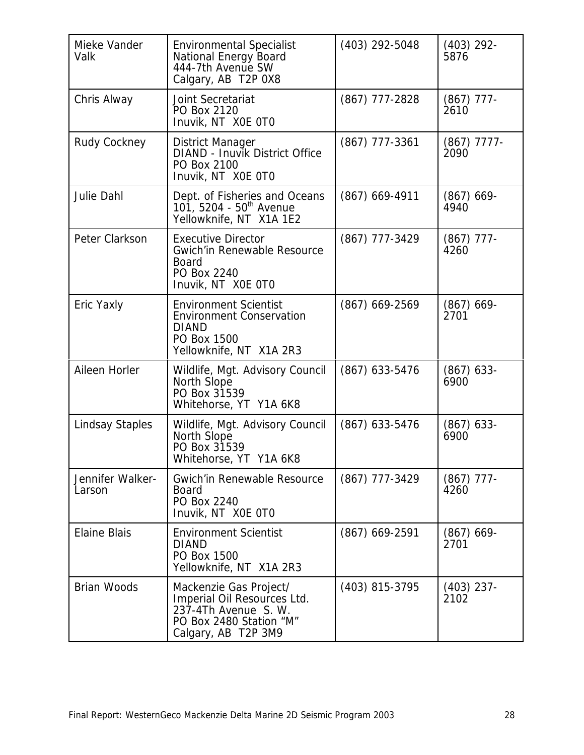| | | | |
|---|---|---|---|
| Mieke Vander Valk | Environmental Specialist<br>National Energy Board<br>444-7th Avenue SW<br>Calgary, AB T2P 0X8 | (403) 292-5048 | (403) 292-5876 |
| Chris Alway | Joint Secretariat<br>PO Box 2120<br>Inuvik, NT X0E 0T0 | (867) 777-2828 | (867) 777-2610 |
| Rudy Cockney | District Manager<br>DIAND - Inuvik District Office<br>PO Box 2100<br>Inuvik, NT X0E 0T0 | (867) 777-3361 | (867) 7777-2090 |
| Julie Dahl | Dept. of Fisheries and Oceans<br>101, 5204 - 50th Avenue<br>Yellowknife, NT X1A 1E2 | (867) 669-4911 | (867) 669-4940 |
| Peter Clarkson | Executive Director<br>Gwich'in Renewable Resource Board<br>PO Box 2240<br>Inuvik, NT X0E 0T0 | (867) 777-3429 | (867) 777-4260 |
| Eric Yaxly | Environment Scientist<br>Environment Conservation<br>DIAND<br>PO Box 1500<br>Yellowknife, NT X1A 2R3 | (867) 669-2569 | (867) 669-2701 |
| Aileen Horler | Wildlife, Mgt. Advisory Council<br>North Slope<br>PO Box 31539<br>Whitehorse, YT Y1A 6K8 | (867) 633-5476 | (867) 633-6900 |
| Lindsay Staples | Wildlife, Mgt. Advisory Council<br>North Slope<br>PO Box 31539<br>Whitehorse, YT Y1A 6K8 | (867) 633-5476 | (867) 633-6900 |
| Jennifer Walker-Larson | Gwich'in Renewable Resource Board<br>PO Box 2240<br>Inuvik, NT X0E 0T0 | (867) 777-3429 | (867) 777-4260 |
| Elaine Blais | Environment Scientist<br>DIAND<br>PO Box 1500<br>Yellowknife, NT X1A 2R3 | (867) 669-2591 | (867) 669-2701 |
| Brian Woods | Mackenzie Gas Project/<br>Imperial Oil Resources Ltd.<br>237-4Th Avenue S. W.<br>PO Box 2480 Station "M"<br>Calgary, AB T2P 3M9 | (403) 815-3795 | (403) 237-2102 |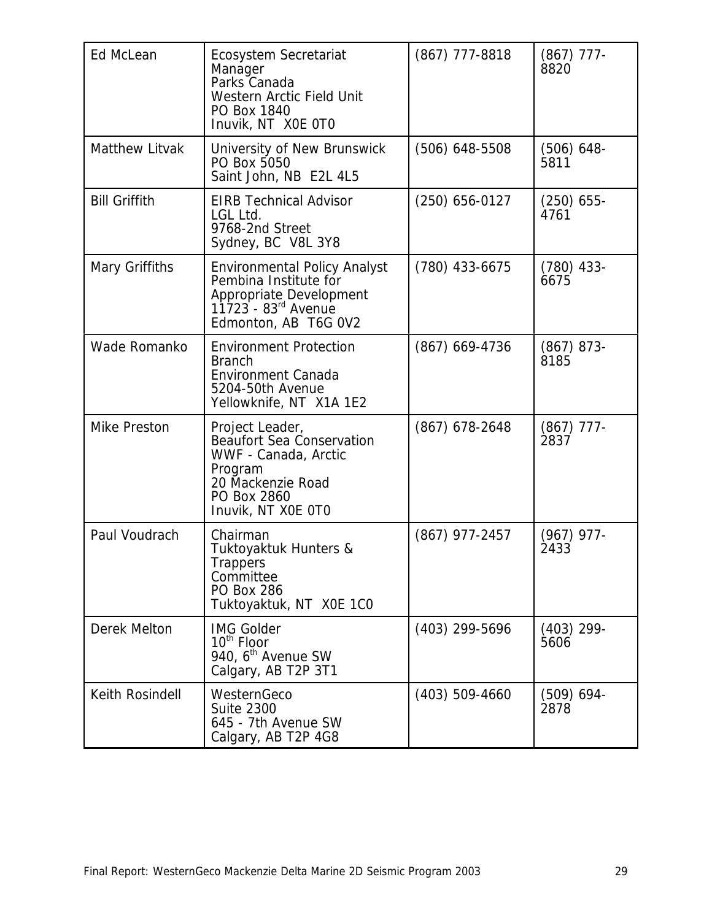| Ed McLean | Ecosystem Secretariat Manager<br>Parks Canada<br>Western Arctic Field Unit<br>PO Box 1840<br>Inuvik, NT X0E 0T0 | (867) 777-8818 | (867) 777-8820 |
|---|---|---|---|
| Matthew Litvak | University of New Brunswick<br>PO Box 5050<br>Saint John, NB E2L 4L5 | (506) 648-5508 | (506) 648-5811 |
| Bill Griffith | EIRB Technical Advisor<br>LGL Ltd.<br>9768-2nd Street<br>Sydney, BC V8L 3Y8 | (250) 656-0127 | (250) 655-4761 |
| Mary Griffiths | Environmental Policy Analyst<br>Pembina Institute for Appropriate Development<br>11723 - 83rd Avenue<br>Edmonton, AB T6G 0V2 | (780) 433-6675 | (780) 433-6675 |
| Wade Romanko | Environment Protection Branch<br>Environment Canada<br>5204-50th Avenue<br>Yellowknife, NT X1A 1E2 | (867) 669-4736 | (867) 873-8185 |
| Mike Preston | Project Leader,<br>Beaufort Sea Conservation<br>WWF - Canada, Arctic Program<br>20 Mackenzie Road<br>PO Box 2860<br>Inuvik, NT X0E 0T0 | (867) 678-2648 | (867) 777-2837 |
| Paul Voudrach | Chairman<br>Tuktoyaktuk Hunters & Trappers Committee<br>PO Box 286<br>Tuktoyaktuk, NT X0E 1C0 | (867) 977-2457 | (967) 977-2433 |
| Derek Melton | IMG Golder<br>10th Floor<br>940, 6th Avenue SW<br>Calgary, AB T2P 3T1 | (403) 299-5696 | (403) 299-5606 |
| Keith Rosindell | WesternGeco<br>Suite 2300<br>645 - 7th Avenue SW<br>Calgary, AB T2P 4G8 | (403) 509-4660 | (509) 694-2878 |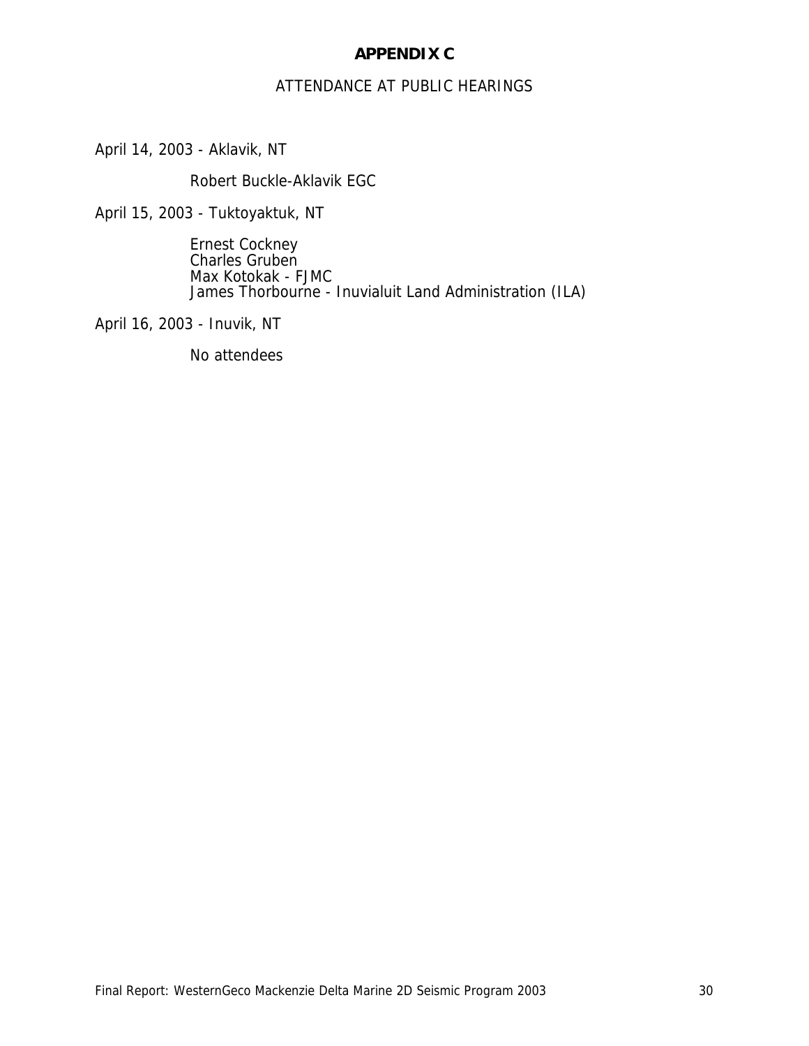# APPENDIX C

## ATTENDANCE AT PUBLIC HEARINGS

April 14, 2003 - Aklavik, NT

Robert Buckle-Aklavik EGC

April 15, 2003 - Tuktoyaktuk, NT

Ernest Cockney
Charles Gruben
Max Kotokak - FJMC
James Thorbourne - Inuvialuit Land Administration (ILA)

April 16, 2003 - Inuvik, NT

No attendees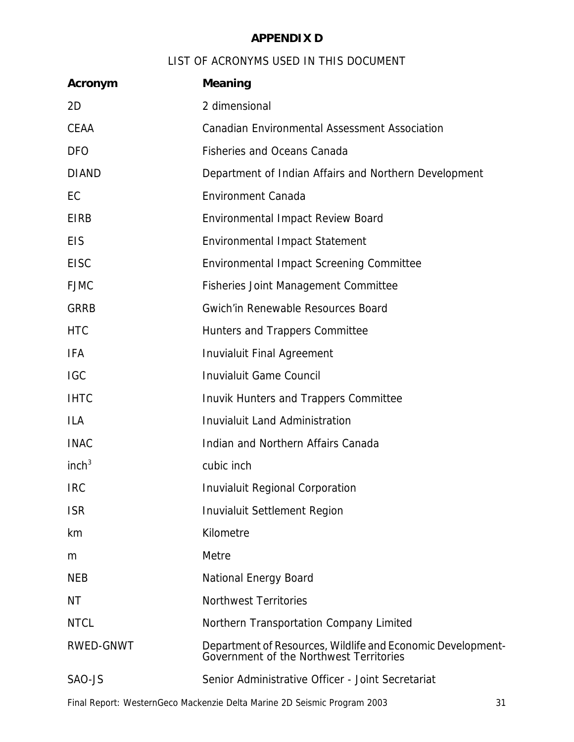# APPENDIX D

LIST OF ACRONYMS USED IN THIS DOCUMENT

| Acronym | Meaning |
|---|---|
| 2D | 2 dimensional |
| CEAA | Canadian Environmental Assessment Association |
| DFO | Fisheries and Oceans Canada |
| DIAND | Department of Indian Affairs and Northern Development |
| EC | Environment Canada |
| EIRB | Environmental Impact Review Board |
| EIS | Environmental Impact Statement |
| EISC | Environmental Impact Screening Committee |
| FJMC | Fisheries Joint Management Committee |
| GRRB | Gwich'in Renewable Resources Board |
| HTC | Hunters and Trappers Committee |
| IFA | Inuvialuit Final Agreement |
| IGC | Inuvialuit Game Council |
| IHTC | Inuvik Hunters and Trappers Committee |
| ILA | Inuvialuit Land Administration |
| INAC | Indian and Northern Affairs Canada |
| $inch^3$ | cubic inch |
| IRC | Inuvialuit Regional Corporation |
| ISR | Inuvialuit Settlement Region |
| km | Kilometre |
| m | Metre |
| NEB | National Energy Board |
| NT | Northwest Territories |
| NTCL | Northern Transportation Company Limited |
| RWED-GNWT | Department of Resources, Wildlife and Economic Development-Government of the Northwest Territories |
| SAO-JS | Senior Administrative Officer - Joint Secretariat |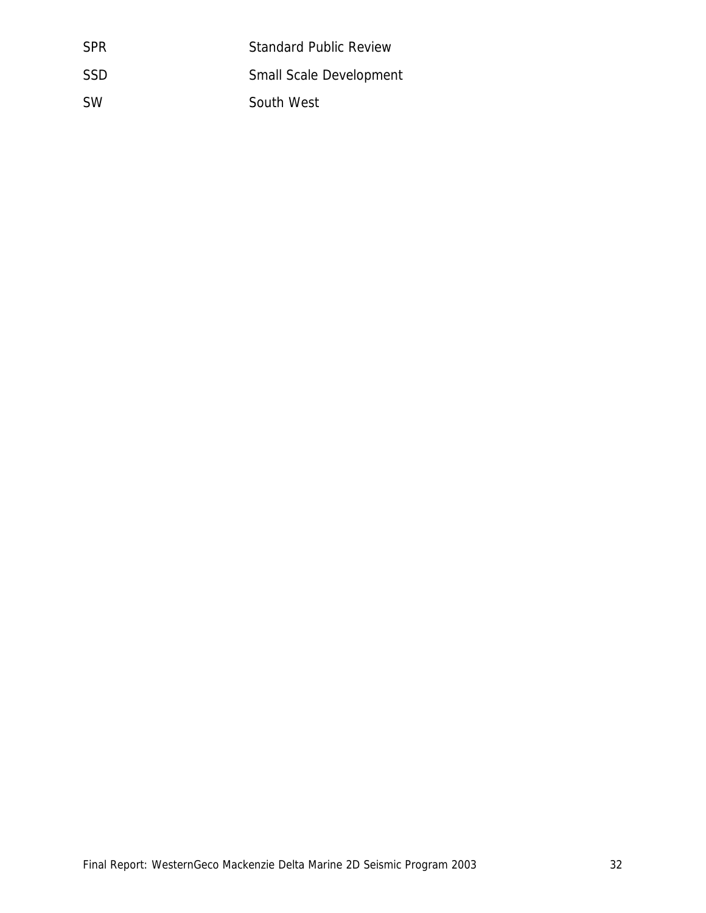| | |
|---|---|
| SPR | Standard Public Review |
| SSD | Small Scale Development |
| SW | South West |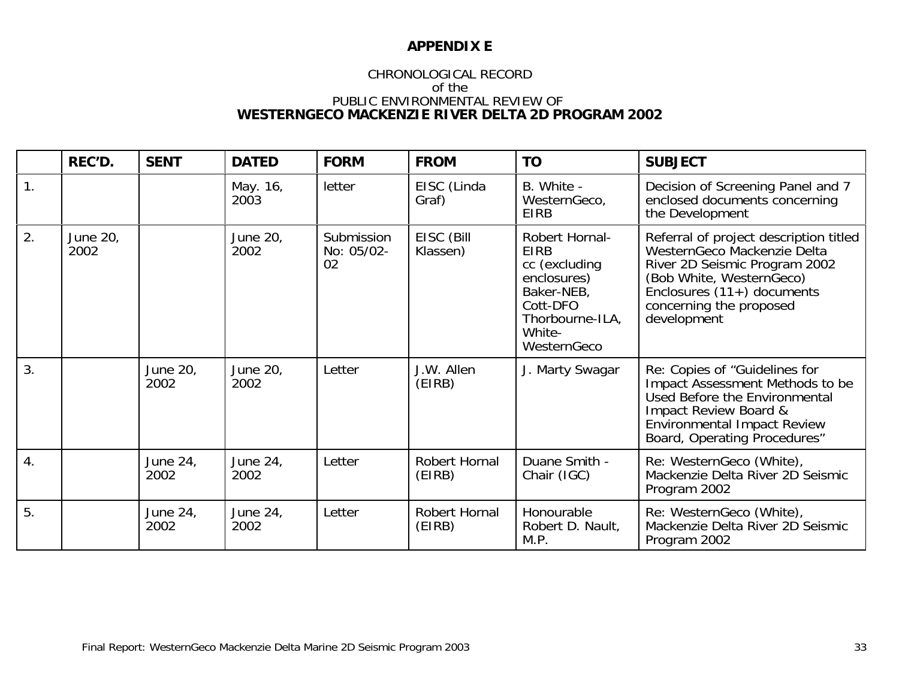# APPENDIX E

CHRONOLOGICAL RECORD
of the
PUBLIC ENVIRONMENTAL REVIEW OF
**WESTERNGECO MACKENZIE RIVER DELTA 2D PROGRAM 2002**

| | REC'D. | SENT | DATED | FORM | FROM | TO | SUBJECT |
|---|---|---|---|---|---|---|---|
| 1. | | | May. 16, 2003 | letter | EISC (Linda Graf) | B. White - WesternGeco, EIRB | Decision of Screening Panel and 7 enclosed documents concerning the Development |
| 2. | June 20, 2002 | | June 20, 2002 | Submission No: 05/02-02 | EISC (Bill Klassen) | Robert Hornal-EIRB cc (excluding enclosures) Baker-NEB, Cott-DFO Thorbourne-ILA, White-WesternGeco | Referral of project description titled WesternGeco Mackenzie Delta River 2D Seismic Program 2002 (Bob White, WesternGeco) Enclosures (11+) documents concerning the proposed development |
| 3. | | June 20, 2002 | June 20, 2002 | Letter | J.W. Allen (EIRB) | J. Marty Swagar | Re: Copies of "Guidelines for Impact Assessment Methods to be Used Before the Environmental Impact Review Board & Environmental Impact Review Board, Operating Procedures" |
| 4. | | June 24, 2002 | June 24, 2002 | Letter | Robert Hornal (EIRB) | Duane Smith - Chair (IGC) | Re: WesternGeco (White), Mackenzie Delta River 2D Seismic Program 2002 |
| 5. | | June 24, 2002 | June 24, 2002 | Letter | Robert Hornal (EIRB) | Honourable Robert D. Nault, M.P. | Re: WesternGeco (White), Mackenzie Delta River 2D Seismic Program 2002 |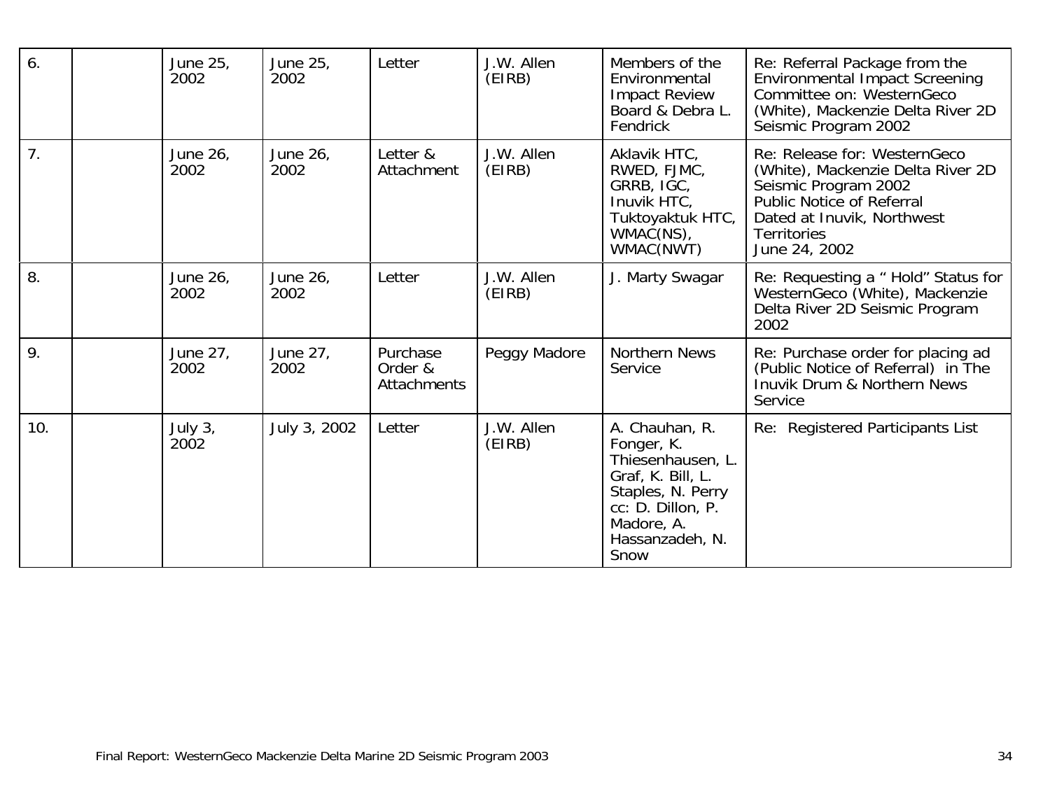| 6. | | June 25, 2002 | June 25, 2002 | Letter | J.W. Allen (EIRB) | Members of the Environmental Impact Review Board & Debra L. Fendrick | Re: Referral Package from the Environmental Impact Screening Committee on: WesternGeco (White), Mackenzie Delta River 2D Seismic Program 2002 |
|---|---|---|---|---|---|---|---|
| 7. | | June 26, 2002 | June 26, 2002 | Letter & Attachment | J.W. Allen (EIRB) | Aklavik HTC, RWED, FJMC, GRRB, IGC, Inuvik HTC, Tuktoyaktuk HTC, WMAC(NS), WMAC(NWT) | Re: Release for: WesternGeco (White), Mackenzie Delta River 2D Seismic Program 2002<br>Public Notice of Referral<br>Dated at Inuvik, Northwest Territories<br>June 24, 2002 |
| 8. | | June 26, 2002 | June 26, 2002 | Letter | J.W. Allen (EIRB) | J. Marty Swagar | Re: Requesting a " Hold" Status for WesternGeco (White), Mackenzie Delta River 2D Seismic Program 2002 |
| 9. | | June 27, 2002 | June 27, 2002 | Purchase Order & Attachments | Peggy Madore | Northern News Service | Re: Purchase order for placing ad (Public Notice of Referral) in The Inuvik Drum & Northern News Service |
| 10. | | July 3, 2002 | July 3, 2002 | Letter | J.W. Allen (EIRB) | A. Chauhan, R. Fonger, K. Thiesenhausen, L. Graf, K. Bill, L. Staples, N. Perry<br>cc: D. Dillon, P. Madore, A. Hassanzadeh, N. Snow | Re: Registered Participants List |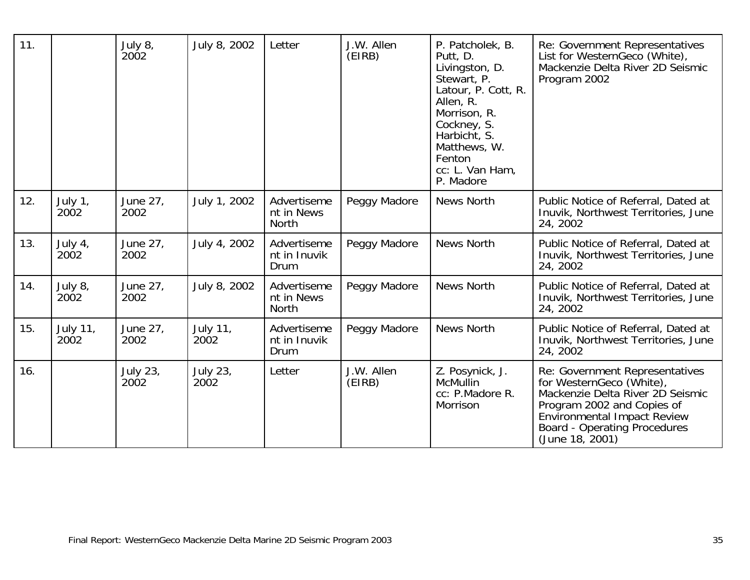| 11. | | July 8, 2002 | July 8, 2002 | Letter | J.W. Allen (EIRB) | P. Patcholek, B. Putt, D. Livingston, D. Stewart, P. Latour, P. Cott, R. Allen, R. Morrison, R. Cockney, S. Harbicht, S. Matthews, W. Fenton cc: L. Van Ham, P. Madore | Re: Government Representatives List for WesternGeco (White), Mackenzie Delta River 2D Seismic Program 2002 |
|---|---|---|---|---|---|---|---|
| 12. | July 1, 2002 | June 27, 2002 | July 1, 2002 | Advertisement in News North | Peggy Madore | News North | Public Notice of Referral, Dated at Inuvik, Northwest Territories, June 24, 2002 |
| 13. | July 4, 2002 | June 27, 2002 | July 4, 2002 | Advertisement in Inuvik Drum | Peggy Madore | News North | Public Notice of Referral, Dated at Inuvik, Northwest Territories, June 24, 2002 |
| 14. | July 8, 2002 | June 27, 2002 | July 8, 2002 | Advertisement in News North | Peggy Madore | News North | Public Notice of Referral, Dated at Inuvik, Northwest Territories, June 24, 2002 |
| 15. | July 11, 2002 | June 27, 2002 | July 11, 2002 | Advertisement in Inuvik Drum | Peggy Madore | News North | Public Notice of Referral, Dated at Inuvik, Northwest Territories, June 24, 2002 |
| 16. | | July 23, 2002 | July 23, 2002 | Letter | J.W. Allen (EIRB) | Z. Posynick, J. McMullin cc: P.Madore R. Morrison | Re: Government Representatives for WesternGeco (White), Mackenzie Delta River 2D Seismic Program 2002 and Copies of Environmental Impact Review Board - Operating Procedures (June 18, 2001) |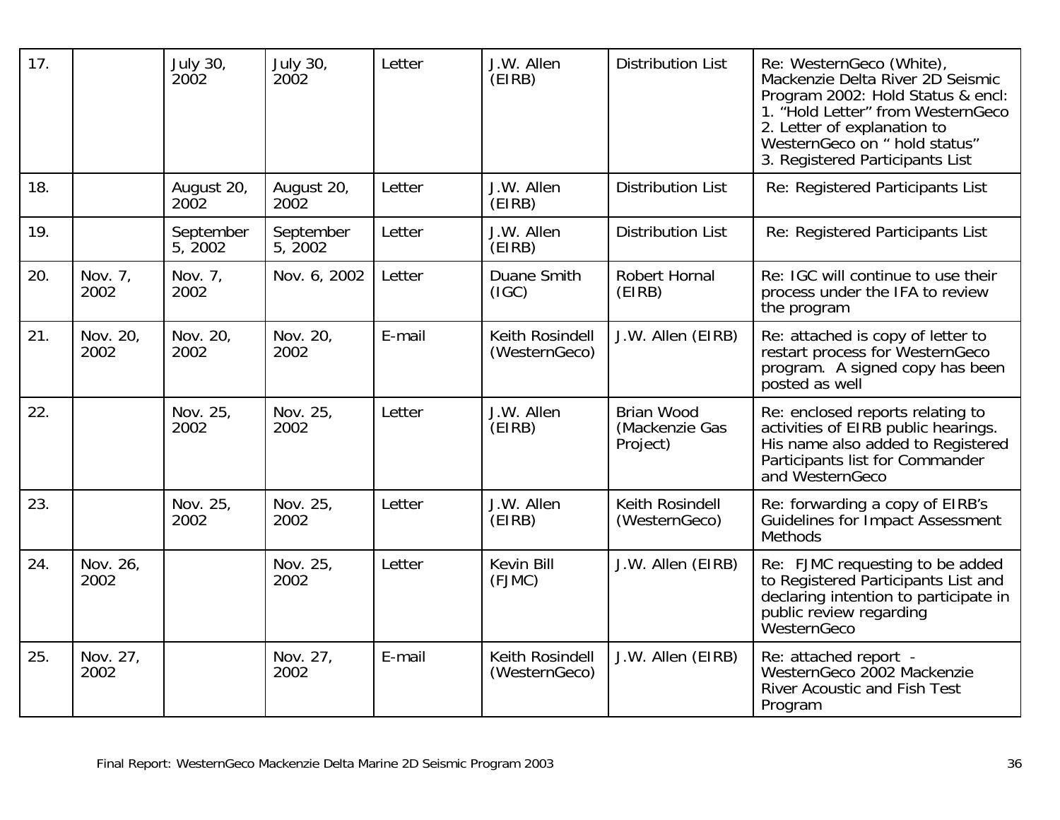| 17. | | July 30, 2002 | July 30, 2002 | Letter | J.W. Allen (EIRB) | Distribution List | Re: WesternGeco (White), Mackenzie Delta River 2D Seismic Program 2002: Hold Status & encl: 1. "Hold Letter" from WesternGeco 2. Letter of explanation to WesternGeco on " hold status" 3. Registered Participants List |
|---|---|---|---|---|---|---|---|
| 18. | | August 20, 2002 | August 20, 2002 | Letter | J.W. Allen (EIRB) | Distribution List | Re: Registered Participants List |
| 19. | | September 5, 2002 | September 5, 2002 | Letter | J.W. Allen (EIRB) | Distribution List | Re: Registered Participants List |
| 20. | Nov. 7, 2002 | Nov. 7, 2002 | Nov. 6, 2002 | Letter | Duane Smith (IGC) | Robert Hornal (EIRB) | Re: IGC will continue to use their process under the IFA to review the program |
| 21. | Nov. 20, 2002 | Nov. 20, 2002 | Nov. 20, 2002 | E-mail | Keith Rosindell (WesternGeco) | J.W. Allen (EIRB) | Re: attached is copy of letter to restart process for WesternGeco program. A signed copy has been posted as well |
| 22. | | Nov. 25, 2002 | Nov. 25, 2002 | Letter | J.W. Allen (EIRB) | Brian Wood (Mackenzie Gas Project) | Re: enclosed reports relating to activities of EIRB public hearings. His name also added to Registered Participants list for Commander and WesternGeco |
| 23. | | Nov. 25, 2002 | Nov. 25, 2002 | Letter | J.W. Allen (EIRB) | Keith Rosindell (WesternGeco) | Re: forwarding a copy of EIRB's Guidelines for Impact Assessment Methods |
| 24. | Nov. 26, 2002 | | Nov. 25, 2002 | Letter | Kevin Bill (FJMC) | J.W. Allen (EIRB) | Re: FJMC requesting to be added to Registered Participants List and declaring intention to participate in public review regarding WesternGeco |
| 25. | Nov. 27, 2002 | | Nov. 27, 2002 | E-mail | Keith Rosindell (WesternGeco) | J.W. Allen (EIRB) | Re: attached report - WesternGeco 2002 Mackenzie River Acoustic and Fish Test Program |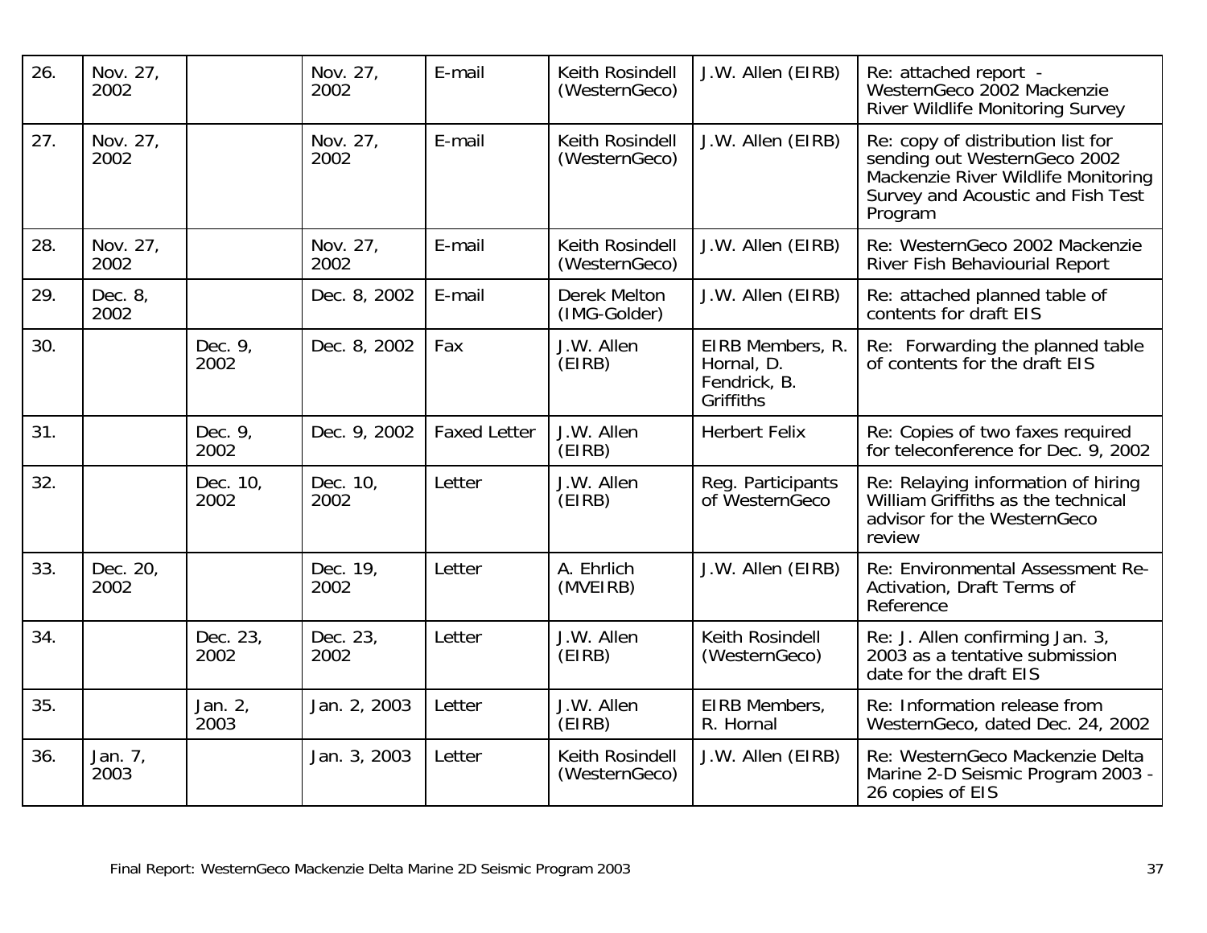| | | | | | | | |
|---|---|---|---|---|---|---|---|
| 26. | Nov. 27, 2002 | | Nov. 27, 2002 | E-mail | Keith Rosindell (WesternGeco) | J.W. Allen (EIRB) | Re: attached report - WesternGeco 2002 Mackenzie River Wildlife Monitoring Survey |
| 27. | Nov. 27, 2002 | | Nov. 27, 2002 | E-mail | Keith Rosindell (WesternGeco) | J.W. Allen (EIRB) | Re: copy of distribution list for sending out WesternGeco 2002 Mackenzie River Wildlife Monitoring Survey and Acoustic and Fish Test Program |
| 28. | Nov. 27, 2002 | | Nov. 27, 2002 | E-mail | Keith Rosindell (WesternGeco) | J.W. Allen (EIRB) | Re: WesternGeco 2002 Mackenzie River Fish Behaviourial Report |
| 29. | Dec. 8, 2002 | | Dec. 8, 2002 | E-mail | Derek Melton (IMG-Golder) | J.W. Allen (EIRB) | Re: attached planned table of contents for draft EIS |
| 30. | | Dec. 9, 2002 | Dec. 8, 2002 | Fax | J.W. Allen (EIRB) | EIRB Members, R. Hornal, D. Fendrick, B. Griffiths | Re: Forwarding the planned table of contents for the draft EIS |
| 31. | | Dec. 9, 2002 | Dec. 9, 2002 | Faxed Letter | J.W. Allen (EIRB) | Herbert Felix | Re: Copies of two faxes required for teleconference for Dec. 9, 2002 |
| 32. | | Dec. 10, 2002 | Dec. 10, 2002 | Letter | J.W. Allen (EIRB) | Reg. Participants of WesternGeco | Re: Relaying information of hiring William Griffiths as the technical advisor for the WesternGeco review |
| 33. | Dec. 20, 2002 | | Dec. 19, 2002 | Letter | A. Ehrlich (MVEIRB) | J.W. Allen (EIRB) | Re: Environmental Assessment Re-Activation, Draft Terms of Reference |
| 34. | | Dec. 23, 2002 | Dec. 23, 2002 | Letter | J.W. Allen (EIRB) | Keith Rosindell (WesternGeco) | Re: J. Allen confirming Jan. 3, 2003 as a tentative submission date for the draft EIS |
| 35. | | Jan. 2, 2003 | Jan. 2, 2003 | Letter | J.W. Allen (EIRB) | EIRB Members, R. Hornal | Re: Information release from WesternGeco, dated Dec. 24, 2002 |
| 36. | Jan. 7, 2003 | | Jan. 3, 2003 | Letter | Keith Rosindell (WesternGeco) | J.W. Allen (EIRB) | Re: WesternGeco Mackenzie Delta Marine 2-D Seismic Program 2003 - 26 copies of EIS |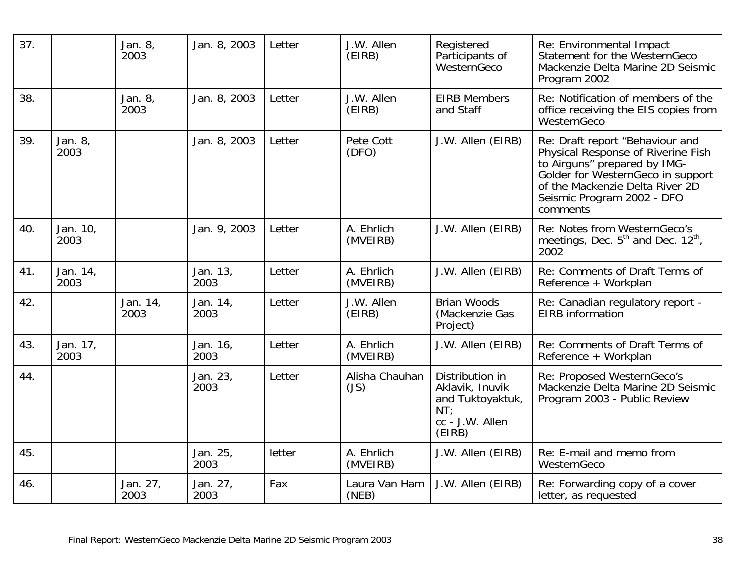| 37. | | Jan. 8, 2003 | Jan. 8, 2003 | Letter | J.W. Allen (EIRB) | Registered Participants of WesternGeco | Re: Environmental Impact Statement for the WesternGeco Mackenzie Delta Marine 2D Seismic Program 2002 |
|---|---|---|---|---|---|---|---|
| 38. | | Jan. 8, 2003 | Jan. 8, 2003 | Letter | J.W. Allen (EIRB) | EIRB Members and Staff | Re: Notification of members of the office receiving the EIS copies from WesternGeco |
| 39. | Jan. 8, 2003 | | Jan. 8, 2003 | Letter | Pete Cott (DFO) | J.W. Allen (EIRB) | Re: Draft report "Behaviour and Physical Response of Riverine Fish to Airguns" prepared by IMG-Golder for WesternGeco in support of the Mackenzie Delta River 2D Seismic Program 2002 - DFO comments |
| 40. | Jan. 10, 2003 | | Jan. 9, 2003 | Letter | A. Ehrlich (MVEIRB) | J.W. Allen (EIRB) | Re: Notes from WesternGeco's meetings, Dec. 5th and Dec. 12th, 2002 |
| 41. | Jan. 14, 2003 | | Jan. 13, 2003 | Letter | A. Ehrlich (MVEIRB) | J.W. Allen (EIRB) | Re: Comments of Draft Terms of Reference + Workplan |
| 42. | | Jan. 14, 2003 | Jan. 14, 2003 | Letter | J.W. Allen (EIRB) | Brian Woods (Mackenzie Gas Project) | Re: Canadian regulatory report - EIRB information |
| 43. | Jan. 17, 2003 | | Jan. 16, 2003 | Letter | A. Ehrlich (MVEIRB) | J.W. Allen (EIRB) | Re: Comments of Draft Terms of Reference + Workplan |
| 44. | | | Jan. 23, 2003 | Letter | Alisha Chauhan (JS) | Distribution in Aklavik, Inuvik and Tuktoyaktuk, NT; cc - J.W. Allen (EIRB) | Re: Proposed WesternGeco's Mackenzie Delta Marine 2D Seismic Program 2003 - Public Review |
| 45. | | | Jan. 25, 2003 | letter | A. Ehrlich (MVEIRB) | J.W. Allen (EIRB) | Re: E-mail and memo from WesternGeco |
| 46. | | Jan. 27, 2003 | Jan. 27, 2003 | Fax | Laura Van Ham (NEB) | J.W. Allen (EIRB) | Re: Forwarding copy of a cover letter, as requested |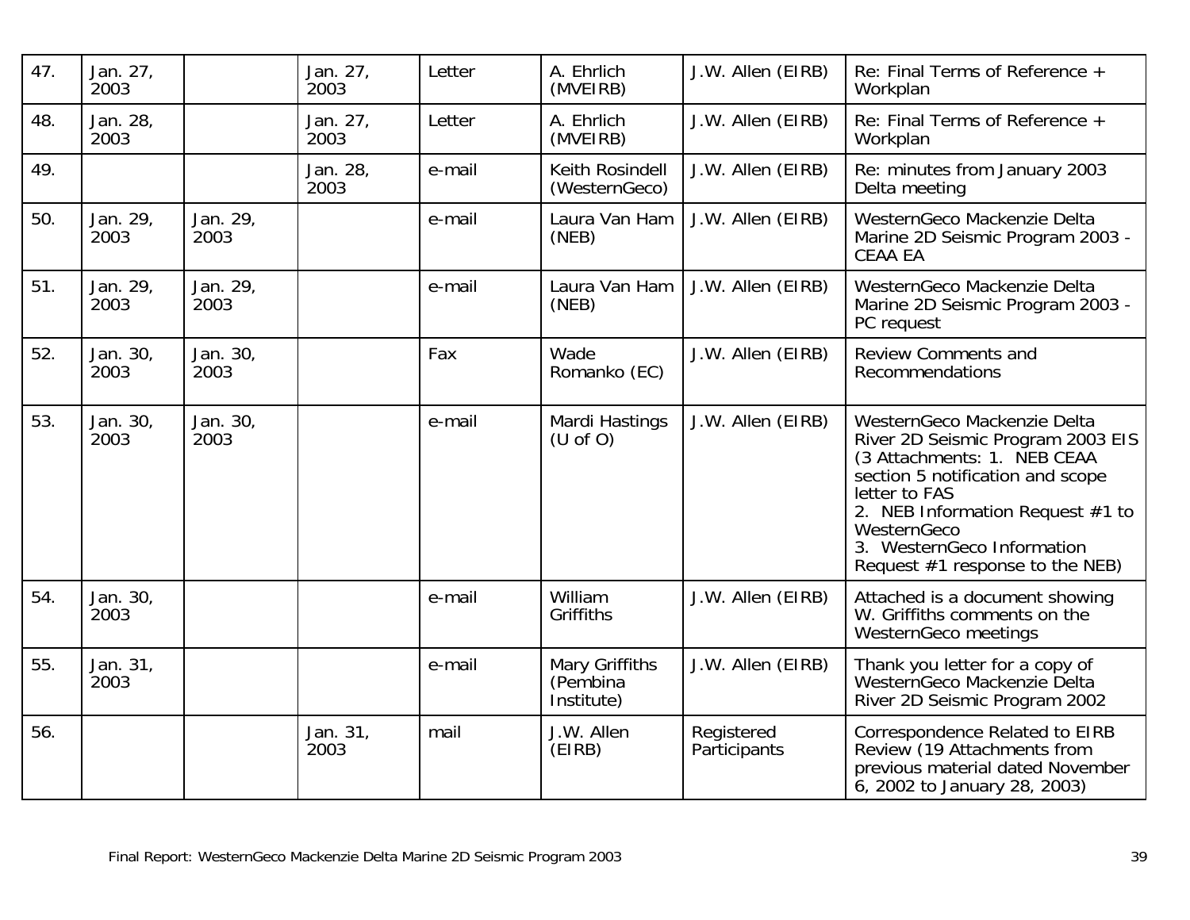| 47. | Jan. 27, 2003 | | Jan. 27, 2003 | Letter | A. Ehrlich (MVEIRB) | J.W. Allen (EIRB) | Re: Final Terms of Reference + Workplan |
|---|---|---|---|---|---|---|---|
| 48. | Jan. 28, 2003 | | Jan. 27, 2003 | Letter | A. Ehrlich (MVEIRB) | J.W. Allen (EIRB) | Re: Final Terms of Reference + Workplan |
| 49. | | | Jan. 28, 2003 | e-mail | Keith Rosindell (WesternGeco) | J.W. Allen (EIRB) | Re: minutes from January 2003 Delta meeting |
| 50. | Jan. 29, 2003 | Jan. 29, 2003 | | e-mail | Laura Van Ham (NEB) | J.W. Allen (EIRB) | WesternGeco Mackenzie Delta Marine 2D Seismic Program 2003 - CEAA EA |
| 51. | Jan. 29, 2003 | Jan. 29, 2003 | | e-mail | Laura Van Ham (NEB) | J.W. Allen (EIRB) | WesternGeco Mackenzie Delta Marine 2D Seismic Program 2003 - PC request |
| 52. | Jan. 30, 2003 | Jan. 30, 2003 | | Fax | Wade Romanko (EC) | J.W. Allen (EIRB) | Review Comments and Recommendations |
| 53. | Jan. 30, 2003 | Jan. 30, 2003 | | e-mail | Mardi Hastings (U of O) | J.W. Allen (EIRB) | WesternGeco Mackenzie Delta River 2D Seismic Program 2003 EIS (3 Attachments: 1. NEB CEAA section 5 notification and scope letter to FAS 2. NEB Information Request #1 to WesternGeco 3. WesternGeco Information Request #1 response to the NEB) |
| 54. | Jan. 30, 2003 | | | e-mail | William Griffiths | J.W. Allen (EIRB) | Attached is a document showing W. Griffiths comments on the WesternGeco meetings |
| 55. | Jan. 31, 2003 | | | e-mail | Mary Griffiths (Pembina Institute) | J.W. Allen (EIRB) | Thank you letter for a copy of WesternGeco Mackenzie Delta River 2D Seismic Program 2002 |
| 56. | | | Jan. 31, 2003 | mail | J.W. Allen (EIRB) | Registered Participants | Correspondence Related to EIRB Review (19 Attachments from previous material dated November 6, 2002 to January 28, 2003) |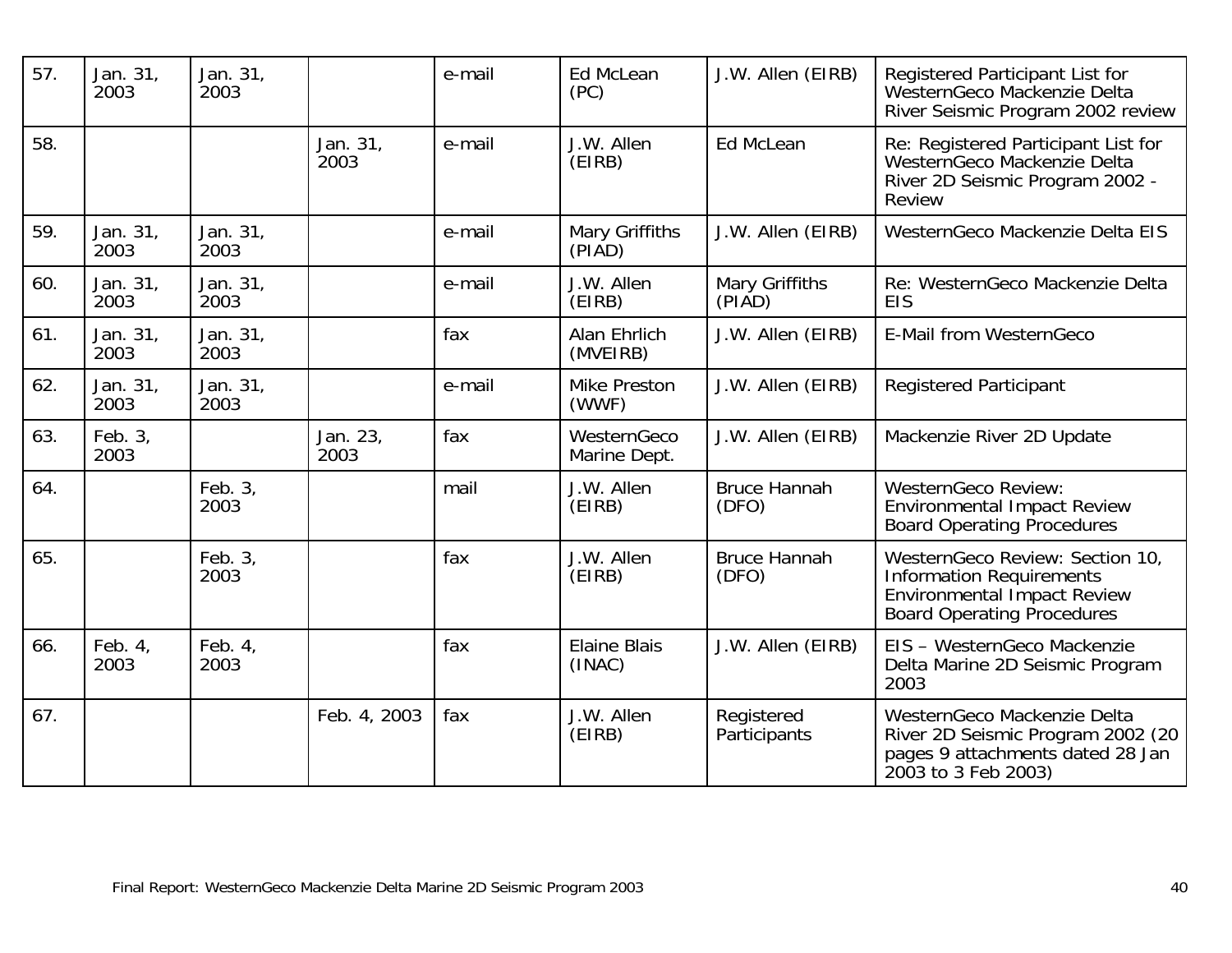| 57. | Jan. 31, 2003 | Jan. 31, 2003 | | e-mail | Ed McLean (PC) | J.W. Allen (EIRB) | Registered Participant List for WesternGeco Mackenzie Delta River Seismic Program 2002 review |
|---|---|---|---|---|---|---|---|
| 58. | | | Jan. 31, 2003 | e-mail | J.W. Allen (EIRB) | Ed McLean | Re: Registered Participant List for WesternGeco Mackenzie Delta River 2D Seismic Program 2002 - Review |
| 59. | Jan. 31, 2003 | Jan. 31, 2003 | | e-mail | Mary Griffiths (PIAD) | J.W. Allen (EIRB) | WesternGeco Mackenzie Delta EIS |
| 60. | Jan. 31, 2003 | Jan. 31, 2003 | | e-mail | J.W. Allen (EIRB) | Mary Griffiths (PIAD) | Re: WesternGeco Mackenzie Delta EIS |
| 61. | Jan. 31, 2003 | Jan. 31, 2003 | | fax | Alan Ehrlich (MVEIRB) | J.W. Allen (EIRB) | E-Mail from WesternGeco |
| 62. | Jan. 31, 2003 | Jan. 31, 2003 | | e-mail | Mike Preston (WWF) | J.W. Allen (EIRB) | Registered Participant |
| 63. | Feb. 3, 2003 | | Jan. 23, 2003 | fax | WesternGeco Marine Dept. | J.W. Allen (EIRB) | Mackenzie River 2D Update |
| 64. | | Feb. 3, 2003 | | mail | J.W. Allen (EIRB) | Bruce Hannah (DFO) | WesternGeco Review: Environmental Impact Review Board Operating Procedures |
| 65. | | Feb. 3, 2003 | | fax | J.W. Allen (EIRB) | Bruce Hannah (DFO) | WesternGeco Review: Section 10, Information Requirements Environmental Impact Review Board Operating Procedures |
| 66. | Feb. 4, 2003 | Feb. 4, 2003 | | fax | Elaine Blais (INAC) | J.W. Allen (EIRB) | EIS – WesternGeco Mackenzie Delta Marine 2D Seismic Program 2003 |
| 67. | | | Feb. 4, 2003 | fax | J.W. Allen (EIRB) | Registered Participants | WesternGeco Mackenzie Delta River 2D Seismic Program 2002 (20 pages 9 attachments dated 28 Jan 2003 to 3 Feb 2003) |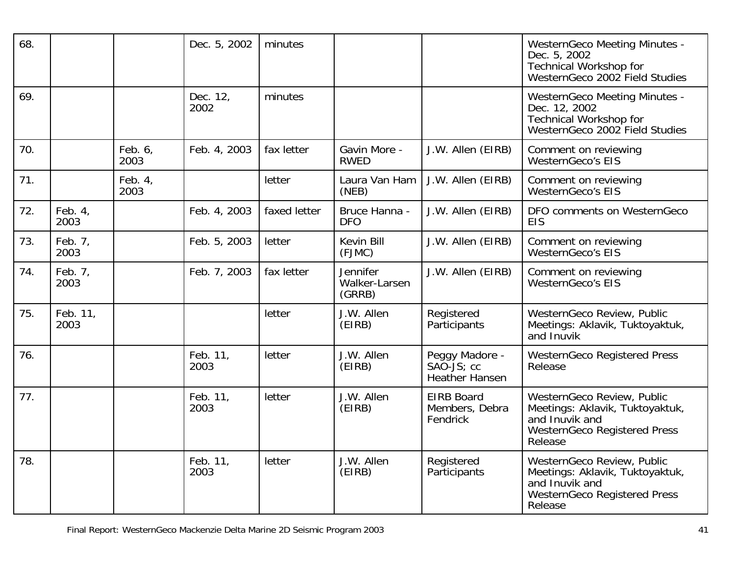| 68. | | | Dec. 5, 2002 | minutes | | | WesternGeco Meeting Minutes - Dec. 5, 2002<br>Technical Workshop for WesternGeco 2002 Field Studies |
|---|---|---|---|---|---|---|---|
| 69. | | | Dec. 12, 2002 | minutes | | | WesternGeco Meeting Minutes - Dec. 12, 2002<br>Technical Workshop for WesternGeco 2002 Field Studies |
| 70. | | Feb. 6, 2003 | Feb. 4, 2003 | fax letter | Gavin More - RWED | J.W. Allen (EIRB) | Comment on reviewing WesternGeco's EIS |
| 71. | | Feb. 4, 2003 | | letter | Laura Van Ham (NEB) | J.W. Allen (EIRB) | Comment on reviewing WesternGeco's EIS |
| 72. | Feb. 4, 2003 | | Feb. 4, 2003 | faxed letter | Bruce Hanna - DFO | J.W. Allen (EIRB) | DFO comments on WesternGeco EIS |
| 73. | Feb. 7, 2003 | | Feb. 5, 2003 | letter | Kevin Bill (FJMC) | J.W. Allen (EIRB) | Comment on reviewing WesternGeco's EIS |
| 74. | Feb. 7, 2003 | | Feb. 7, 2003 | fax letter | Jennifer Walker-Larsen (GRRB) | J.W. Allen (EIRB) | Comment on reviewing WesternGeco's EIS |
| 75. | Feb. 11, 2003 | | | letter | J.W. Allen (EIRB) | Registered Participants | WesternGeco Review, Public Meetings: Aklavik, Tuktoyaktuk, and Inuvik |
| 76. | | | Feb. 11, 2003 | letter | J.W. Allen (EIRB) | Peggy Madore - SAO-JS; cc Heather Hansen | WesternGeco Registered Press Release |
| 77. | | | Feb. 11, 2003 | letter | J.W. Allen (EIRB) | EIRB Board Members, Debra Fendrick | WesternGeco Review, Public Meetings: Aklavik, Tuktoyaktuk, and Inuvik and WesternGeco Registered Press Release |
| 78. | | | Feb. 11, 2003 | letter | J.W. Allen (EIRB) | Registered Participants | WesternGeco Review, Public Meetings: Aklavik, Tuktoyaktuk, and Inuvik and WesternGeco Registered Press Release |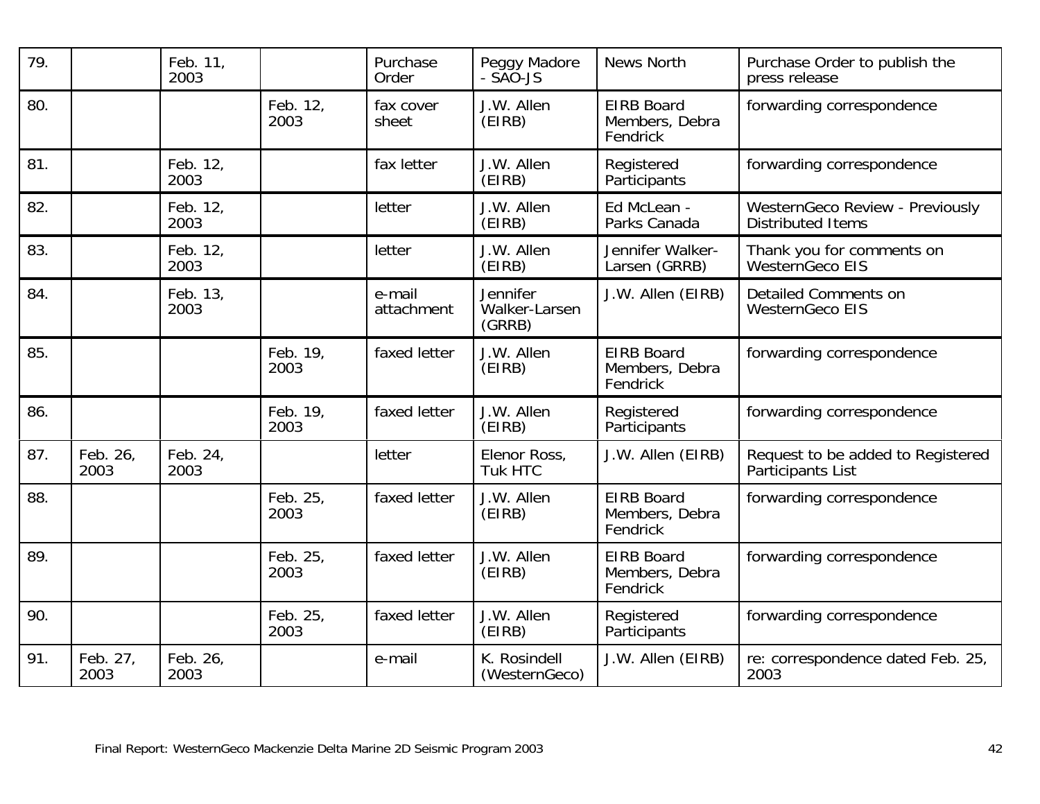| 79. | | Feb. 11, 2003 | | Purchase Order | Peggy Madore - SAO-JS | News North | Purchase Order to publish the press release |
|---|---|---|---|---|---|---|---|
| 80. | | | Feb. 12, 2003 | fax cover sheet | J.W. Allen (EIRB) | EIRB Board Members, Debra Fendrick | forwarding correspondence |
| 81. | | Feb. 12, 2003 | | fax letter | J.W. Allen (EIRB) | Registered Participants | forwarding correspondence |
| 82. | | Feb. 12, 2003 | | letter | J.W. Allen (EIRB) | Ed McLean - Parks Canada | WesternGeco Review - Previously Distributed Items |
| 83. | | Feb. 12, 2003 | | letter | J.W. Allen (EIRB) | Jennifer Walker-Larsen (GRRB) | Thank you for comments on WesternGeco EIS |
| 84. | | Feb. 13, 2003 | | e-mail attachment | Jennifer Walker-Larsen (GRRB) | J.W. Allen (EIRB) | Detailed Comments on WesternGeco EIS |
| 85. | | | Feb. 19, 2003 | faxed letter | J.W. Allen (EIRB) | EIRB Board Members, Debra Fendrick | forwarding correspondence |
| 86. | | | Feb. 19, 2003 | faxed letter | J.W. Allen (EIRB) | Registered Participants | forwarding correspondence |
| 87. | Feb. 26, 2003 | Feb. 24, 2003 | | letter | Elenor Ross, Tuk HTC | J.W. Allen (EIRB) | Request to be added to Registered Participants List |
| 88. | | | Feb. 25, 2003 | faxed letter | J.W. Allen (EIRB) | EIRB Board Members, Debra Fendrick | forwarding correspondence |
| 89. | | | Feb. 25, 2003 | faxed letter | J.W. Allen (EIRB) | EIRB Board Members, Debra Fendrick | forwarding correspondence |
| 90. | | | Feb. 25, 2003 | faxed letter | J.W. Allen (EIRB) | Registered Participants | forwarding correspondence |
| 91. | Feb. 27, 2003 | Feb. 26, 2003 | | e-mail | K. Rosindell (WesternGeco) | J.W. Allen (EIRB) | re: correspondence dated Feb. 25, 2003 |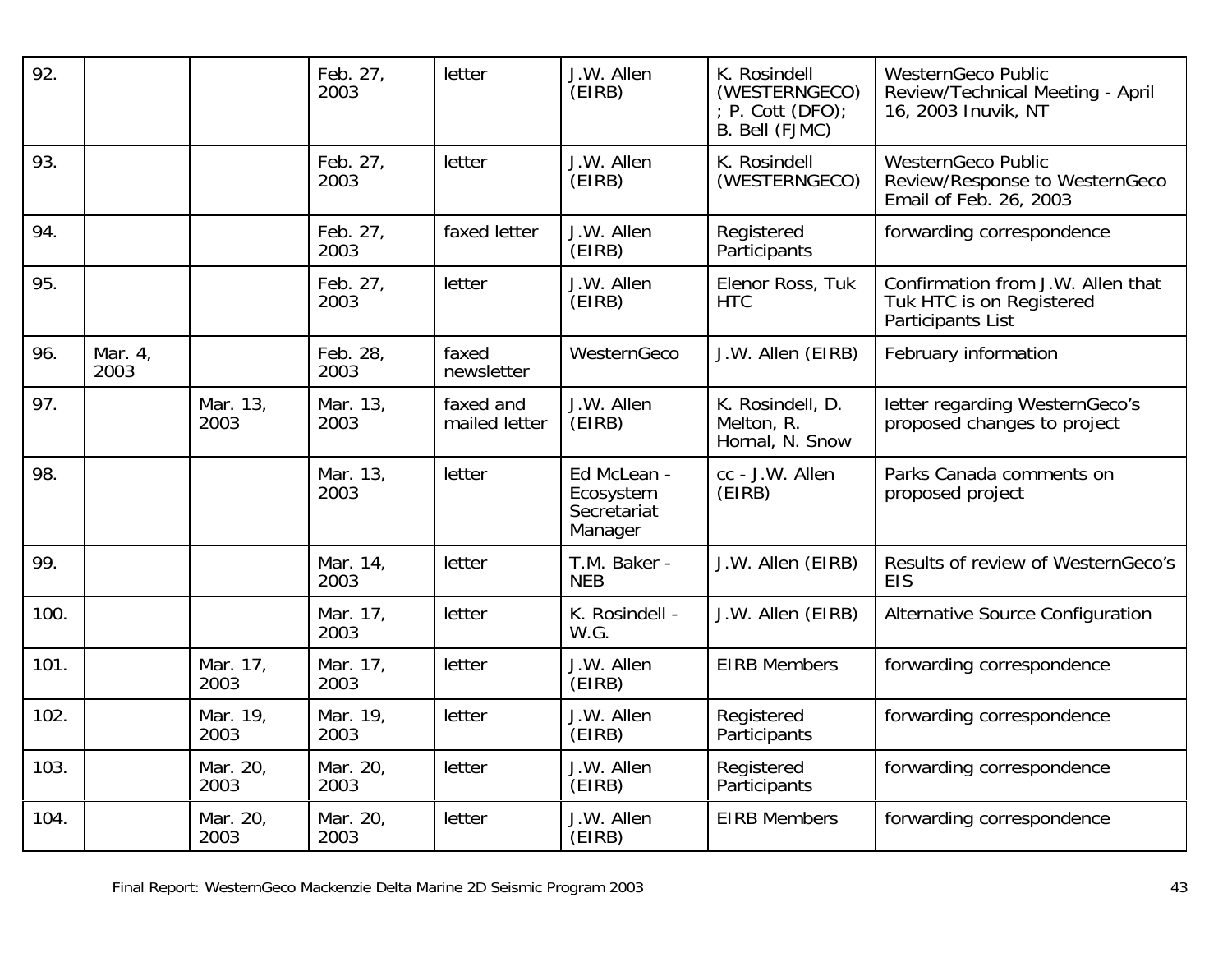| 92. | | | Feb. 27, 2003 | letter | J.W. Allen (EIRB) | K. Rosindell (WESTERNGECO) ; P. Cott (DFO); B. Bell (FJMC) | WesternGeco Public Review/Technical Meeting - April 16, 2003 Inuvik, NT |
|---|---|---|---|---|---|---|---|
| 93. | | | Feb. 27, 2003 | letter | J.W. Allen (EIRB) | K. Rosindell (WESTERNGECO) | WesternGeco Public Review/Response to WesternGeco Email of Feb. 26, 2003 |
| 94. | | | Feb. 27, 2003 | faxed letter | J.W. Allen (EIRB) | Registered Participants | forwarding correspondence |
| 95. | | | Feb. 27, 2003 | letter | J.W. Allen (EIRB) | Elenor Ross, Tuk HTC | Confirmation from J.W. Allen that Tuk HTC is on Registered Participants List |
| 96. | Mar. 4, 2003 | | Feb. 28, 2003 | faxed newsletter | WesternGeco | J.W. Allen (EIRB) | February information |
| 97. | | Mar. 13, 2003 | Mar. 13, 2003 | faxed and mailed letter | J.W. Allen (EIRB) | K. Rosindell, D. Melton, R. Hornal, N. Snow | letter regarding WesternGeco's proposed changes to project |
| 98. | | | Mar. 13, 2003 | letter | Ed McLean - Ecosystem Secretariat Manager | cc - J.W. Allen (EIRB) | Parks Canada comments on proposed project |
| 99. | | | Mar. 14, 2003 | letter | T.M. Baker - NEB | J.W. Allen (EIRB) | Results of review of WesternGeco's EIS |
| 100. | | | Mar. 17, 2003 | letter | K. Rosindell - W.G. | J.W. Allen (EIRB) | Alternative Source Configuration |
| 101. | | Mar. 17, 2003 | Mar. 17, 2003 | letter | J.W. Allen (EIRB) | EIRB Members | forwarding correspondence |
| 102. | | Mar. 19, 2003 | Mar. 19, 2003 | letter | J.W. Allen (EIRB) | Registered Participants | forwarding correspondence |
| 103. | | Mar. 20, 2003 | Mar. 20, 2003 | letter | J.W. Allen (EIRB) | Registered Participants | forwarding correspondence |
| 104. | | Mar. 20, 2003 | Mar. 20, 2003 | letter | J.W. Allen (EIRB) | EIRB Members | forwarding correspondence |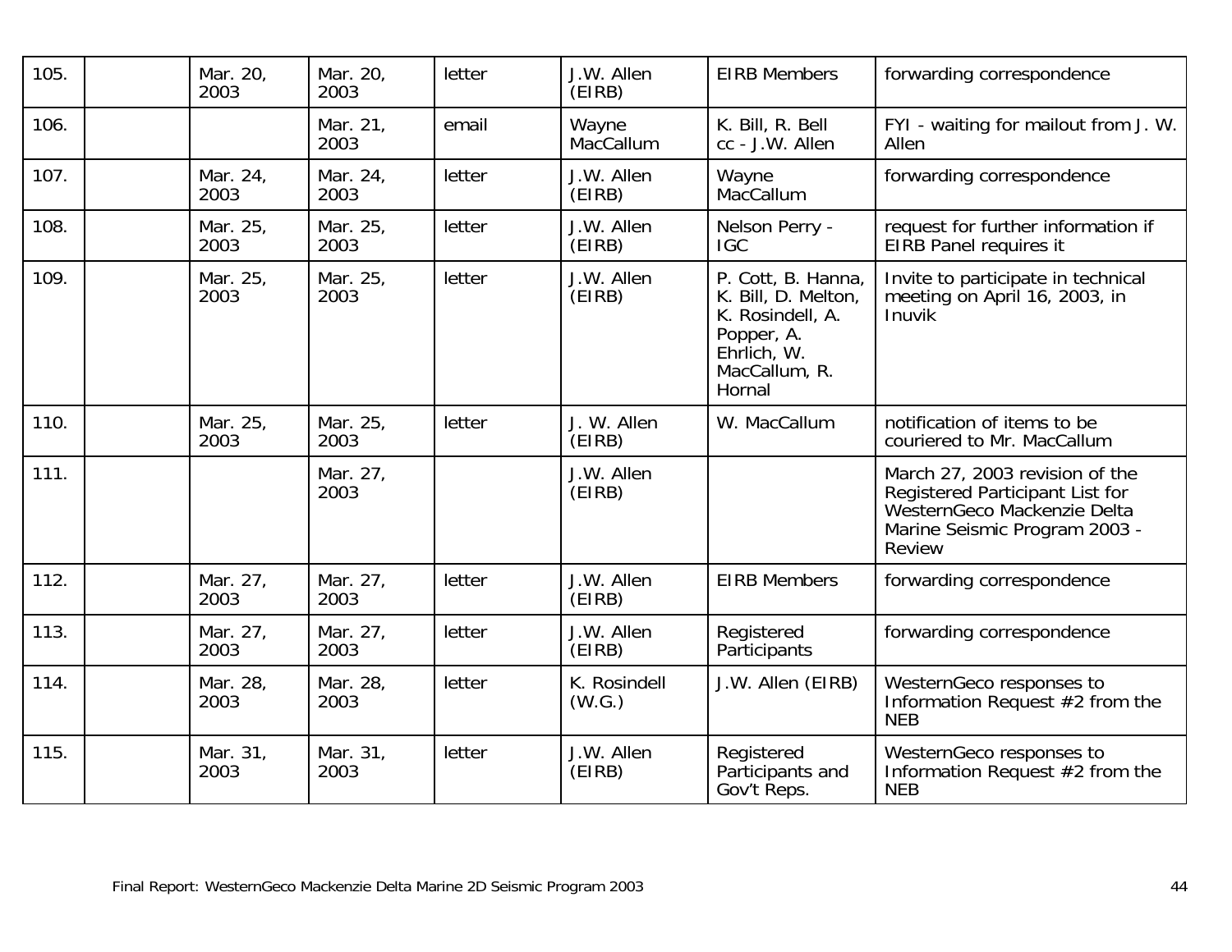| | | | | | | | |
|---|---|---|---|---|---|---|---|
| 105. | | Mar. 20, 2003 | Mar. 20, 2003 | letter | J.W. Allen (EIRB) | EIRB Members | forwarding correspondence |
| 106. | | | Mar. 21, 2003 | email | Wayne MacCallum | K. Bill, R. Bell cc - J.W. Allen | FYI - waiting for mailout from J. W. Allen |
| 107. | | Mar. 24, 2003 | Mar. 24, 2003 | letter | J.W. Allen (EIRB) | Wayne MacCallum | forwarding correspondence |
| 108. | | Mar. 25, 2003 | Mar. 25, 2003 | letter | J.W. Allen (EIRB) | Nelson Perry - IGC | request for further information if EIRB Panel requires it |
| 109. | | Mar. 25, 2003 | Mar. 25, 2003 | letter | J.W. Allen (EIRB) | P. Cott, B. Hanna, K. Bill, D. Melton, K. Rosindell, A. Popper, A. Ehrlich, W. MacCallum, R. Hornal | Invite to participate in technical meeting on April 16, 2003, in Inuvik |
| 110. | | Mar. 25, 2003 | Mar. 25, 2003 | letter | J. W. Allen (EIRB) | W. MacCallum | notification of items to be couriered to Mr. MacCallum |
| 111. | | | Mar. 27, 2003 | | J.W. Allen (EIRB) | | March 27, 2003 revision of the Registered Participant List for WesternGeco Mackenzie Delta Marine Seismic Program 2003 - Review |
| 112. | | Mar. 27, 2003 | Mar. 27, 2003 | letter | J.W. Allen (EIRB) | EIRB Members | forwarding correspondence |
| 113. | | Mar. 27, 2003 | Mar. 27, 2003 | letter | J.W. Allen (EIRB) | Registered Participants | forwarding correspondence |
| 114. | | Mar. 28, 2003 | Mar. 28, 2003 | letter | K. Rosindell (W.G.) | J.W. Allen (EIRB) | WesternGeco responses to Information Request #2 from the NEB |
| 115. | | Mar. 31, 2003 | Mar. 31, 2003 | letter | J.W. Allen (EIRB) | Registered Participants and Gov't Reps. | WesternGeco responses to Information Request #2 from the NEB |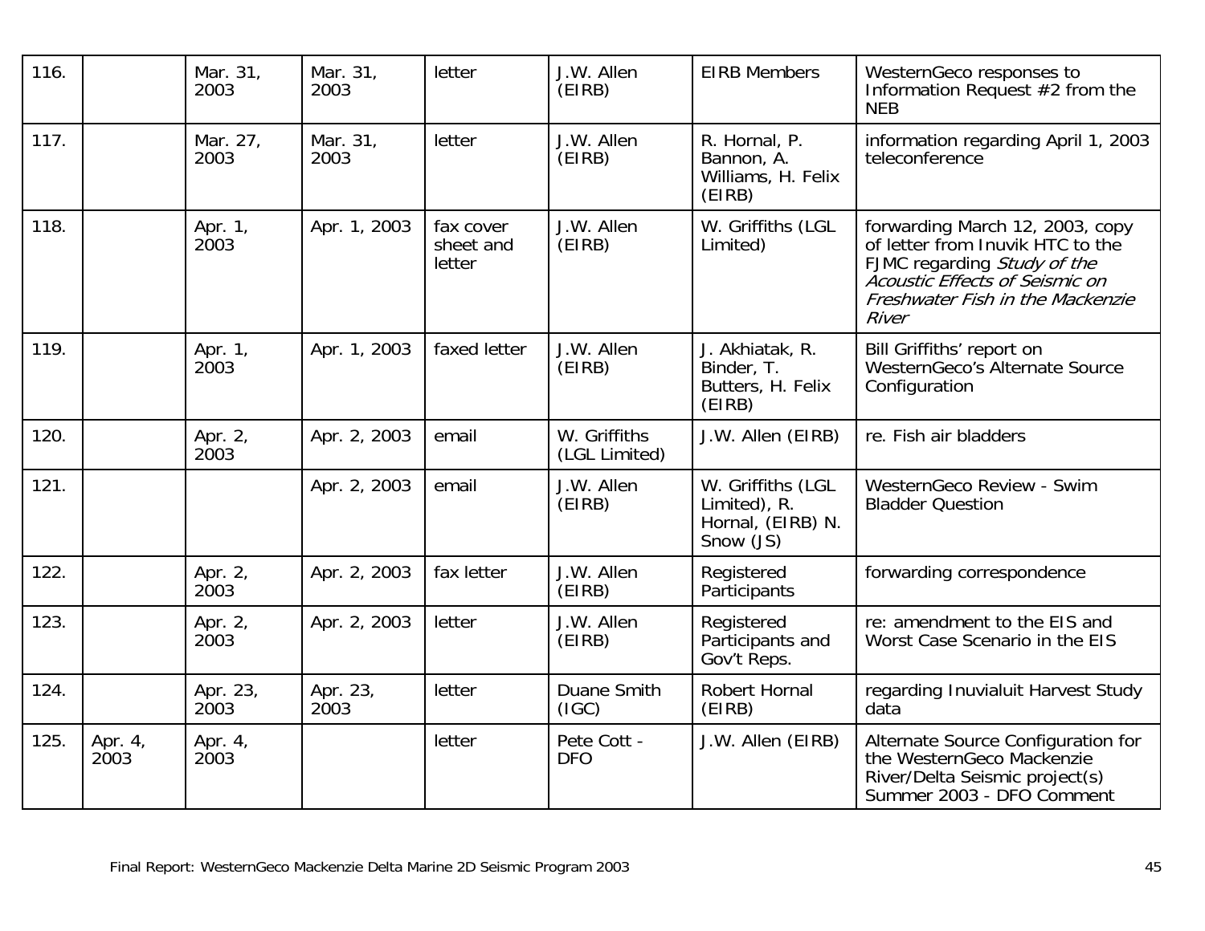| 116. | | Mar. 31, 2003 | Mar. 31, 2003 | letter | J.W. Allen (EIRB) | EIRB Members | WesternGeco responses to Information Request #2 from the NEB |
|---|---|---|---|---|---|---|---|
| 117. | | Mar. 27, 2003 | Mar. 31, 2003 | letter | J.W. Allen (EIRB) | R. Hornal, P. Bannon, A. Williams, H. Felix (EIRB) | information regarding April 1, 2003 teleconference |
| 118. | | Apr. 1, 2003 | Apr. 1, 2003 | fax cover sheet and letter | J.W. Allen (EIRB) | W. Griffiths (LGL Limited) | forwarding March 12, 2003, copy of letter from Inuvik HTC to the FJMC regarding *Study of the Acoustic Effects of Seismic on Freshwater Fish in the Mackenzie River* |
| 119. | | Apr. 1, 2003 | Apr. 1, 2003 | faxed letter | J.W. Allen (EIRB) | J. Akhiatak, R. Binder, T. Butters, H. Felix (EIRB) | Bill Griffiths' report on WesternGeco's Alternate Source Configuration |
| 120. | | Apr. 2, 2003 | Apr. 2, 2003 | email | W. Griffiths (LGL Limited) | J.W. Allen (EIRB) | re. Fish air bladders |
| 121. | | | Apr. 2, 2003 | email | J.W. Allen (EIRB) | W. Griffiths (LGL Limited), R. Hornal, (EIRB) N. Snow (JS) | WesternGeco Review - Swim Bladder Question |
| 122. | | Apr. 2, 2003 | Apr. 2, 2003 | fax letter | J.W. Allen (EIRB) | Registered Participants | forwarding correspondence |
| 123. | | Apr. 2, 2003 | Apr. 2, 2003 | letter | J.W. Allen (EIRB) | Registered Participants and Gov't Reps. | re: amendment to the EIS and Worst Case Scenario in the EIS |
| 124. | | Apr. 23, 2003 | Apr. 23, 2003 | letter | Duane Smith (IGC) | Robert Hornal (EIRB) | regarding Inuvialuit Harvest Study data |
| 125. | Apr. 4, 2003 | Apr. 4, 2003 | | letter | Pete Cott - DFO | J.W. Allen (EIRB) | Alternate Source Configuration for the WesternGeco Mackenzie River/Delta Seismic project(s) Summer 2003 - DFO Comment |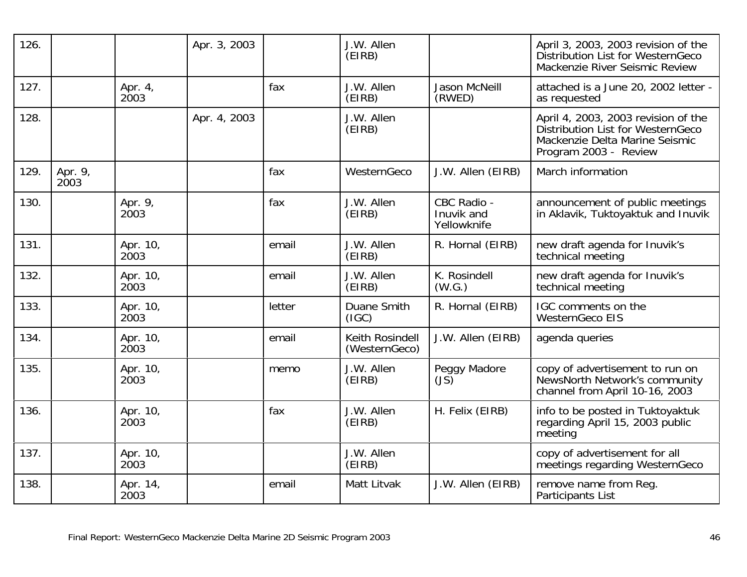| | | | | | | | |
|---|---|---|---|---|---|---|---|
| 126. | | | Apr. 3, 2003 | | J.W. Allen (EIRB) | | April 3, 2003, 2003 revision of the Distribution List for WesternGeco Mackenzie River Seismic Review |
| 127. | | Apr. 4, 2003 | | fax | J.W. Allen (EIRB) | Jason McNeill (RWED) | attached is a June 20, 2002 letter - as requested |
| 128. | | | Apr. 4, 2003 | | J.W. Allen (EIRB) | | April 4, 2003, 2003 revision of the Distribution List for WesternGeco Mackenzie Delta Marine Seismic Program 2003 - Review |
| 129. | Apr. 9, 2003 | | | fax | WesternGeco | J.W. Allen (EIRB) | March information |
| 130. | | Apr. 9, 2003 | | fax | J.W. Allen (EIRB) | CBC Radio - Inuvik and Yellowknife | announcement of public meetings in Aklavik, Tuktoyaktuk and Inuvik |
| 131. | | Apr. 10, 2003 | | email | J.W. Allen (EIRB) | R. Hornal (EIRB) | new draft agenda for Inuvik's technical meeting |
| 132. | | Apr. 10, 2003 | | email | J.W. Allen (EIRB) | K. Rosindell (W.G.) | new draft agenda for Inuvik's technical meeting |
| 133. | | Apr. 10, 2003 | | letter | Duane Smith (IGC) | R. Hornal (EIRB) | IGC comments on the WesternGeco EIS |
| 134. | | Apr. 10, 2003 | | email | Keith Rosindell (WesternGeco) | J.W. Allen (EIRB) | agenda queries |
| 135. | | Apr. 10, 2003 | | memo | J.W. Allen (EIRB) | Peggy Madore (JS) | copy of advertisement to run on NewsNorth Network's community channel from April 10-16, 2003 |
| 136. | | Apr. 10, 2003 | | fax | J.W. Allen (EIRB) | H. Felix (EIRB) | info to be posted in Tuktoyaktuk regarding April 15, 2003 public meeting |
| 137. | | Apr. 10, 2003 | | | J.W. Allen (EIRB) | | copy of advertisement for all meetings regarding WesternGeco |
| 138. | | Apr. 14, 2003 | | email | Matt Litvak | J.W. Allen (EIRB) | remove name from Reg. Participants List |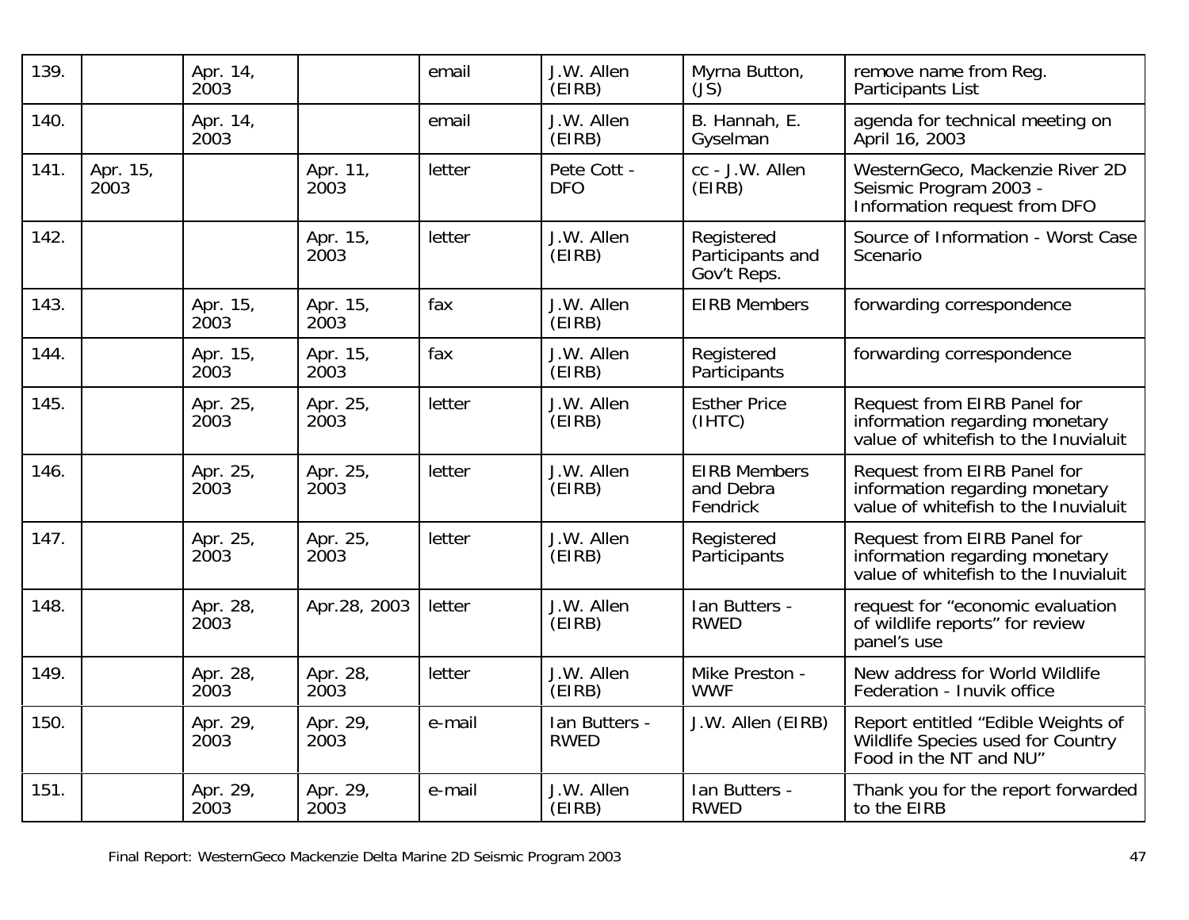| 139. | | Apr. 14, 2003 | | email | J.W. Allen (EIRB) | Myrna Button, (JS) | remove name from Reg. Participants List |
|---|---|---|---|---|---|---|---|
| 140. | | Apr. 14, 2003 | | email | J.W. Allen (EIRB) | B. Hannah, E. Gyselman | agenda for technical meeting on April 16, 2003 |
| 141. | Apr. 15, 2003 | | Apr. 11, 2003 | letter | Pete Cott - DFO | cc - J.W. Allen (EIRB) | WesternGeco, Mackenzie River 2D Seismic Program 2003 - Information request from DFO |
| 142. | | | Apr. 15, 2003 | letter | J.W. Allen (EIRB) | Registered Participants and Gov't Reps. | Source of Information - Worst Case Scenario |
| 143. | | Apr. 15, 2003 | Apr. 15, 2003 | fax | J.W. Allen (EIRB) | EIRB Members | forwarding correspondence |
| 144. | | Apr. 15, 2003 | Apr. 15, 2003 | fax | J.W. Allen (EIRB) | Registered Participants | forwarding correspondence |
| 145. | | Apr. 25, 2003 | Apr. 25, 2003 | letter | J.W. Allen (EIRB) | Esther Price (IHTC) | Request from EIRB Panel for information regarding monetary value of whitefish to the Inuvialuit |
| 146. | | Apr. 25, 2003 | Apr. 25, 2003 | letter | J.W. Allen (EIRB) | EIRB Members and Debra Fendrick | Request from EIRB Panel for information regarding monetary value of whitefish to the Inuvialuit |
| 147. | | Apr. 25, 2003 | Apr. 25, 2003 | letter | J.W. Allen (EIRB) | Registered Participants | Request from EIRB Panel for information regarding monetary value of whitefish to the Inuvialuit |
| 148. | | Apr. 28, 2003 | Apr.28, 2003 | letter | J.W. Allen (EIRB) | Ian Butters - RWED | request for "economic evaluation of wildlife reports" for review panel's use |
| 149. | | Apr. 28, 2003 | Apr. 28, 2003 | letter | J.W. Allen (EIRB) | Mike Preston - WWF | New address for World Wildlife Federation - Inuvik office |
| 150. | | Apr. 29, 2003 | Apr. 29, 2003 | e-mail | Ian Butters - RWED | J.W. Allen (EIRB) | Report entitled "Edible Weights of Wildlife Species used for Country Food in the NT and NU" |
| 151. | | Apr. 29, 2003 | Apr. 29, 2003 | e-mail | J.W. Allen (EIRB) | Ian Butters - RWED | Thank you for the report forwarded to the EIRB |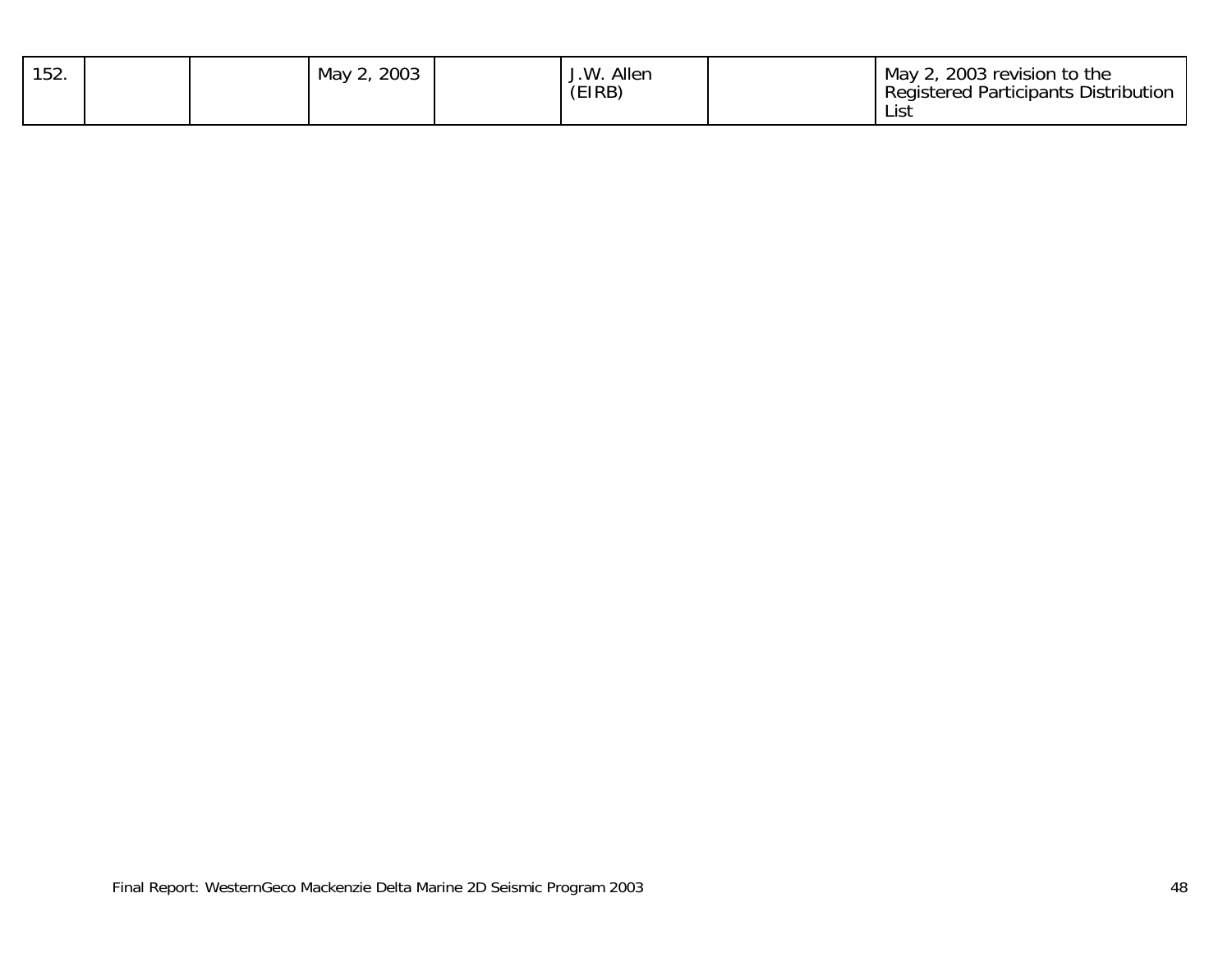| | | | | | | | |
|---|---|---|---|---|---|---|---|
| 152. | | | May 2, 2003 | | J.W. Allen (EIRB) | | May 2, 2003 revision to the Registered Participants Distribution List |